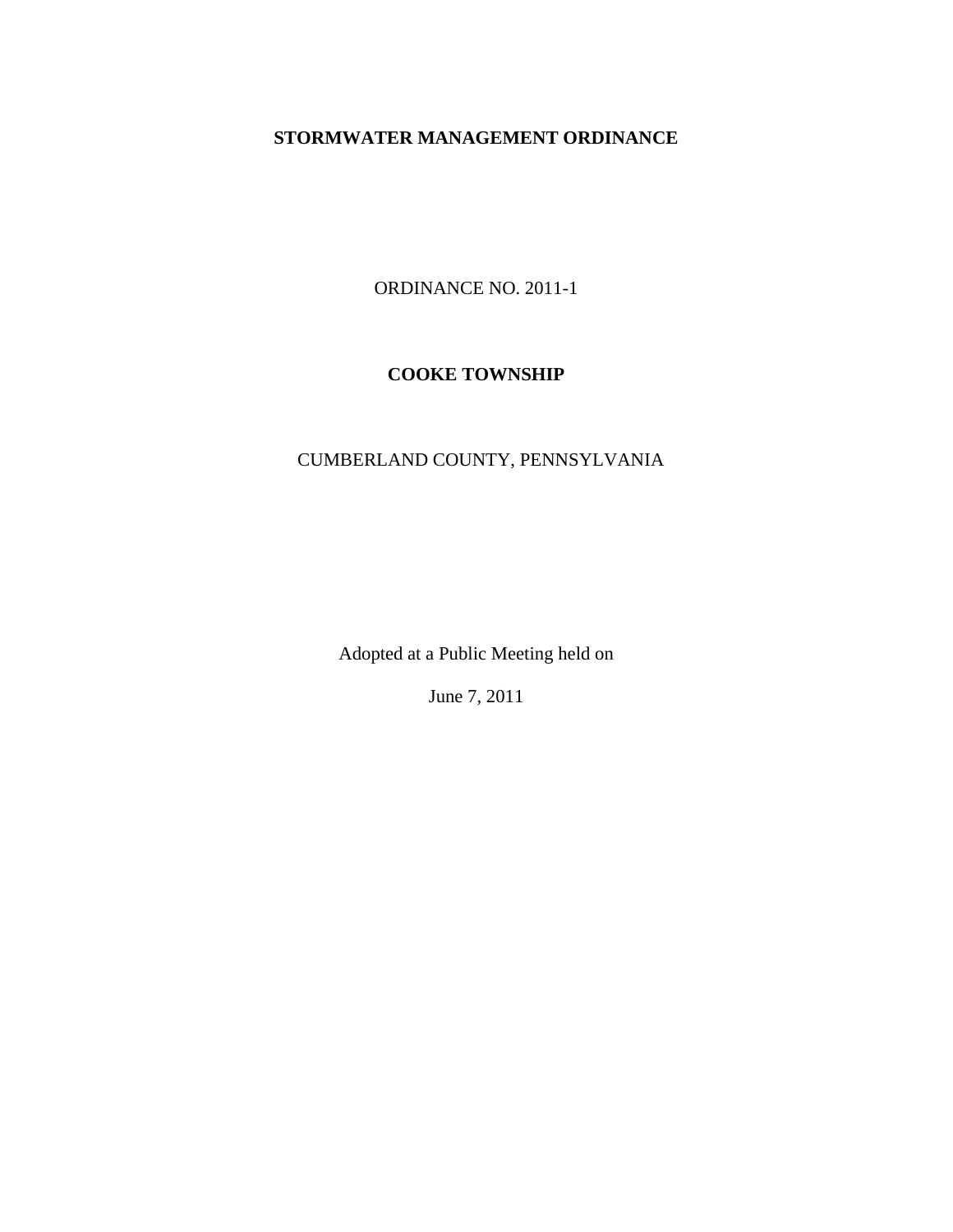# STORMWATER MANAGEMENT ORDINANCE

ORDINANCE NO. 2011-1

**COOKE TOWNSHIP**

CUMBERLAND COUNTY, PENNSYLVANIA

Adopted at a Public Meeting held on

June 7, 2011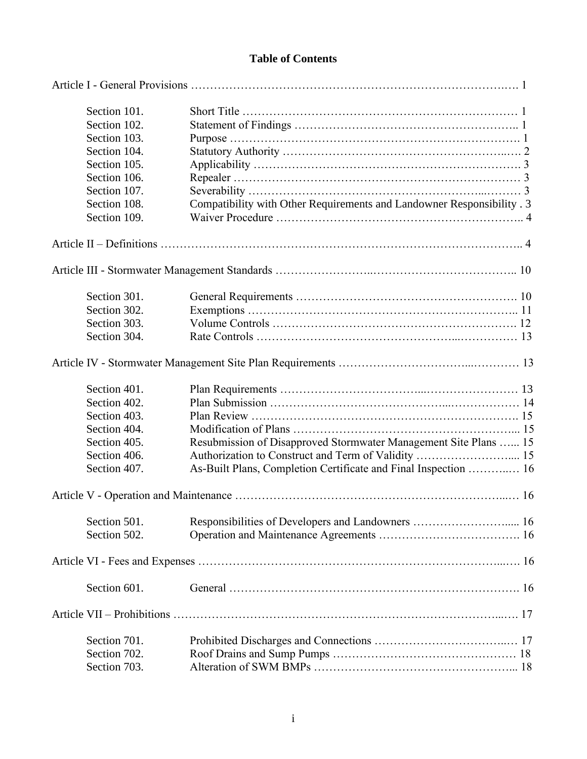# Table of Contents

Article I - General Provisions ……………………………………………………………………. 1

| | | |
|---|---|---|
| Section 101. | Short Title | 1 |
| Section 102. | Statement of Findings | 1 |
| Section 103. | Purpose | 1 |
| Section 104. | Statutory Authority | 2 |
| Section 105. | Applicability | 3 |
| Section 106. | Repealer | 3 |
| Section 107. | Severability | 3 |
| Section 108. | Compatibility with Other Requirements and Landowner Responsibility | 3 |
| Section 109. | Waiver Procedure | 4 |

Article II – Definitions ……………………………………………………………………………….. 4

Article III - Stormwater Management Standards ……………………………………………….. 10

| | | |
|---|---|---|
| Section 301. | General Requirements | 10 |
| Section 302. | Exemptions | 11 |
| Section 303. | Volume Controls | 12 |
| Section 304. | Rate Controls | 13 |

Article IV - Stormwater Management Site Plan Requirements …………………………………. 13

| | | |
|---|---|---|
| Section 401. | Plan Requirements | 13 |
| Section 402. | Plan Submission | 14 |
| Section 403. | Plan Review | 15 |
| Section 404. | Modification of Plans | 15 |
| Section 405. | Resubmission of Disapproved Stormwater Management Site Plans | 15 |
| Section 406. | Authorization to Construct and Term of Validity | 15 |
| Section 407. | As-Built Plans, Completion Certificate and Final Inspection | 16 |

Article V - Operation and Maintenance ………………………………………………………….. 16

| | | |
|---|---|---|
| Section 501. | Responsibilities of Developers and Landowners | 16 |
| Section 502. | Operation and Maintenance Agreements | 16 |

Article VI - Fees and Expenses …………………………………………………………………… 16

| | | |
|---|---|---|
| Section 601. | General | 16 |

Article VII – Prohibitions …………………………………………………………………………. 17

| | | |
|---|---|---|
| Section 701. | Prohibited Discharges and Connections | 17 |
| Section 702. | Roof Drains and Sump Pumps | 18 |
| Section 703. | Alteration of SWM BMPs | 18 |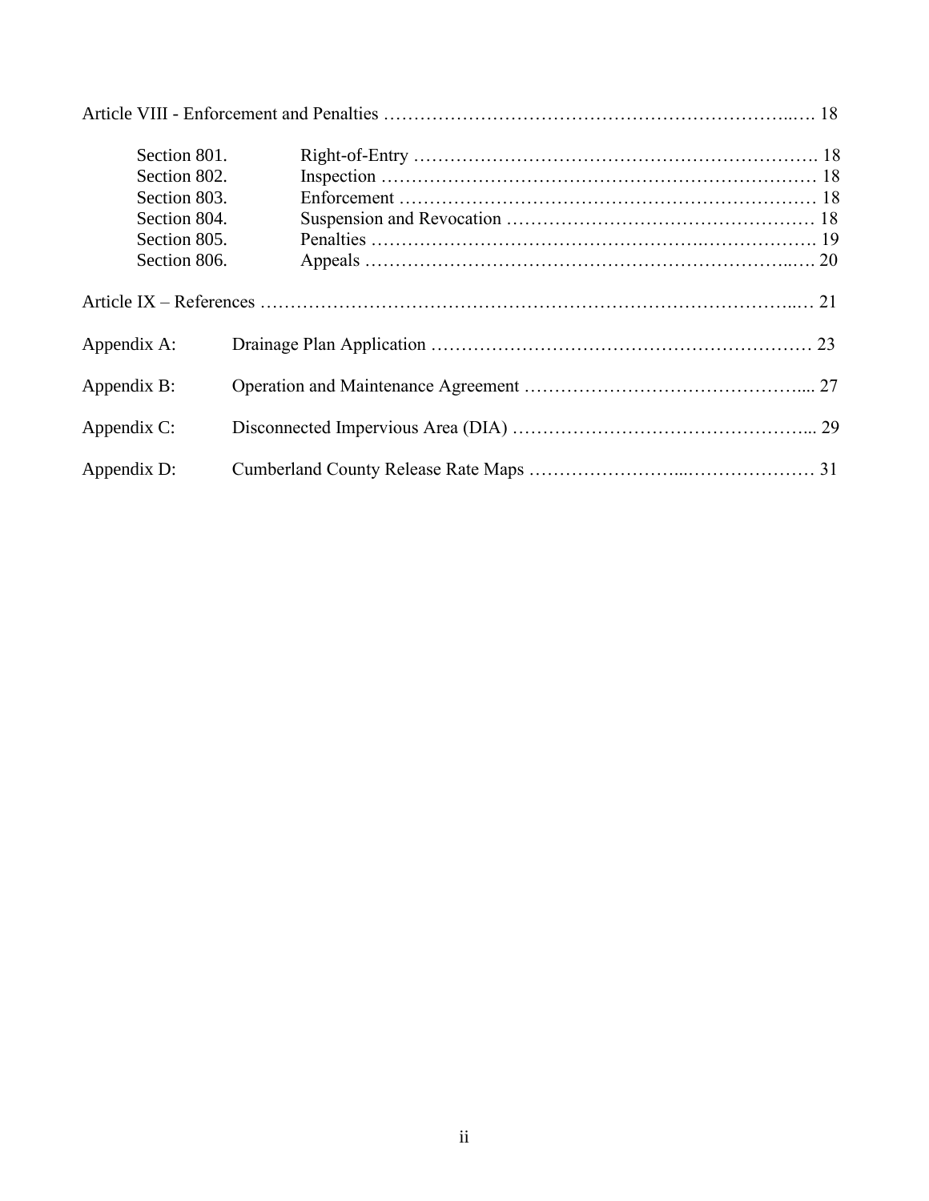Article VIII - Enforcement and Penalties ........ 18

| | | |
|---|---|---|
| Section 801. | Right-of-Entry | 18 |
| Section 802. | Inspection | 18 |
| Section 803. | Enforcement | 18 |
| Section 804. | Suspension and Revocation | 18 |
| Section 805. | Penalties | 19 |
| Section 806. | Appeals | 20 |

Article IX – References ........ 21

| | | |
|---|---|---|
| Appendix A: | Drainage Plan Application | 23 |
| Appendix B: | Operation and Maintenance Agreement | 27 |
| Appendix C: | Disconnected Impervious Area (DIA) | 29 |
| Appendix D: | Cumberland County Release Rate Maps | 31 |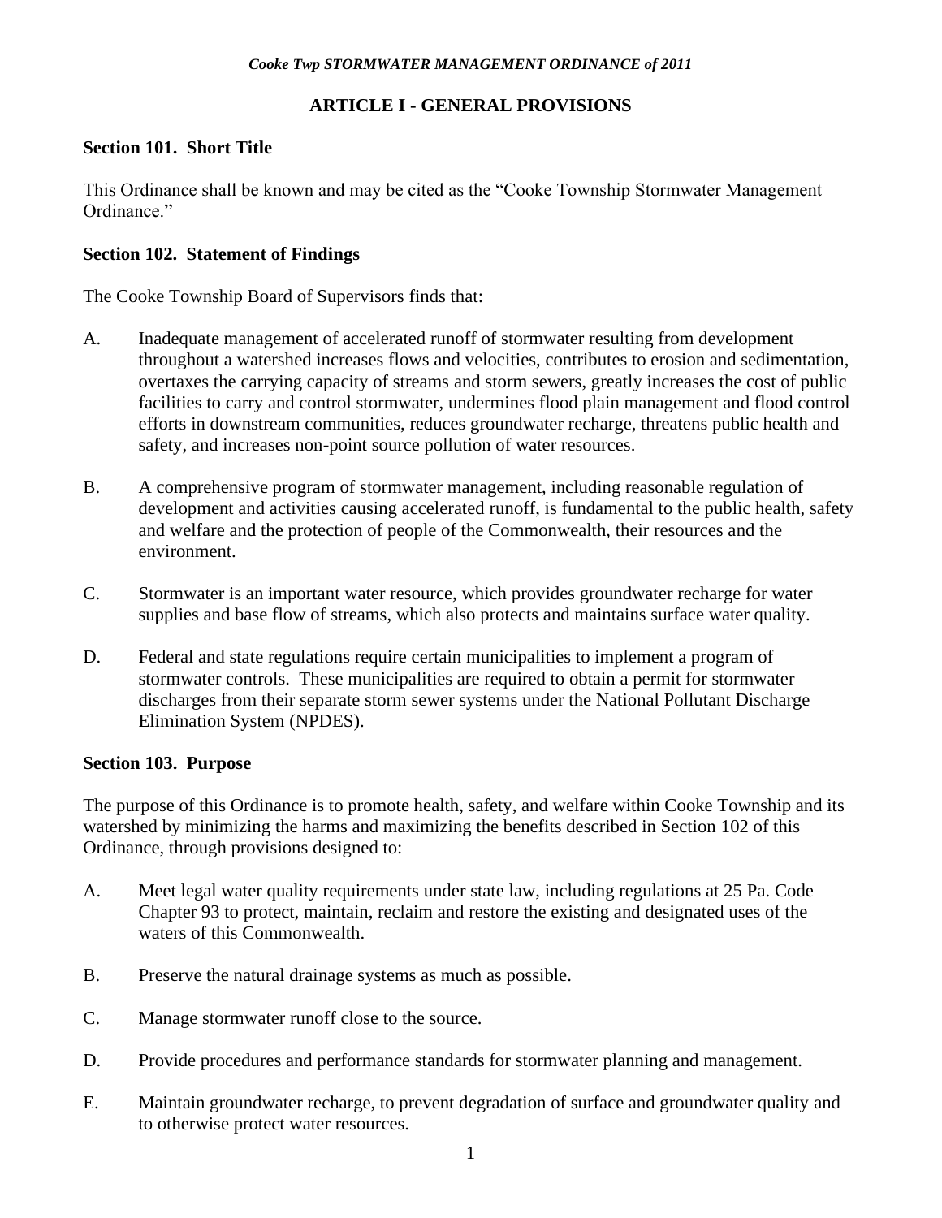## ARTICLE I - GENERAL PROVISIONS

### Section 101. Short Title

This Ordinance shall be known and may be cited as the "Cooke Township Stormwater Management Ordinance."

### Section 102. Statement of Findings

The Cooke Township Board of Supervisors finds that:

A. Inadequate management of accelerated runoff of stormwater resulting from development throughout a watershed increases flows and velocities, contributes to erosion and sedimentation, overtaxes the carrying capacity of streams and storm sewers, greatly increases the cost of public facilities to carry and control stormwater, undermines flood plain management and flood control efforts in downstream communities, reduces groundwater recharge, threatens public health and safety, and increases non-point source pollution of water resources.

B. A comprehensive program of stormwater management, including reasonable regulation of development and activities causing accelerated runoff, is fundamental to the public health, safety and welfare and the protection of people of the Commonwealth, their resources and the environment.

C. Stormwater is an important water resource, which provides groundwater recharge for water supplies and base flow of streams, which also protects and maintains surface water quality.

D. Federal and state regulations require certain municipalities to implement a program of stormwater controls. These municipalities are required to obtain a permit for stormwater discharges from their separate storm sewer systems under the National Pollutant Discharge Elimination System (NPDES).

### Section 103. Purpose

The purpose of this Ordinance is to promote health, safety, and welfare within Cooke Township and its watershed by minimizing the harms and maximizing the benefits described in Section 102 of this Ordinance, through provisions designed to:

A. Meet legal water quality requirements under state law, including regulations at 25 Pa. Code Chapter 93 to protect, maintain, reclaim and restore the existing and designated uses of the waters of this Commonwealth.

B. Preserve the natural drainage systems as much as possible.

C. Manage stormwater runoff close to the source.

D. Provide procedures and performance standards for stormwater planning and management.

E. Maintain groundwater recharge, to prevent degradation of surface and groundwater quality and to otherwise protect water resources.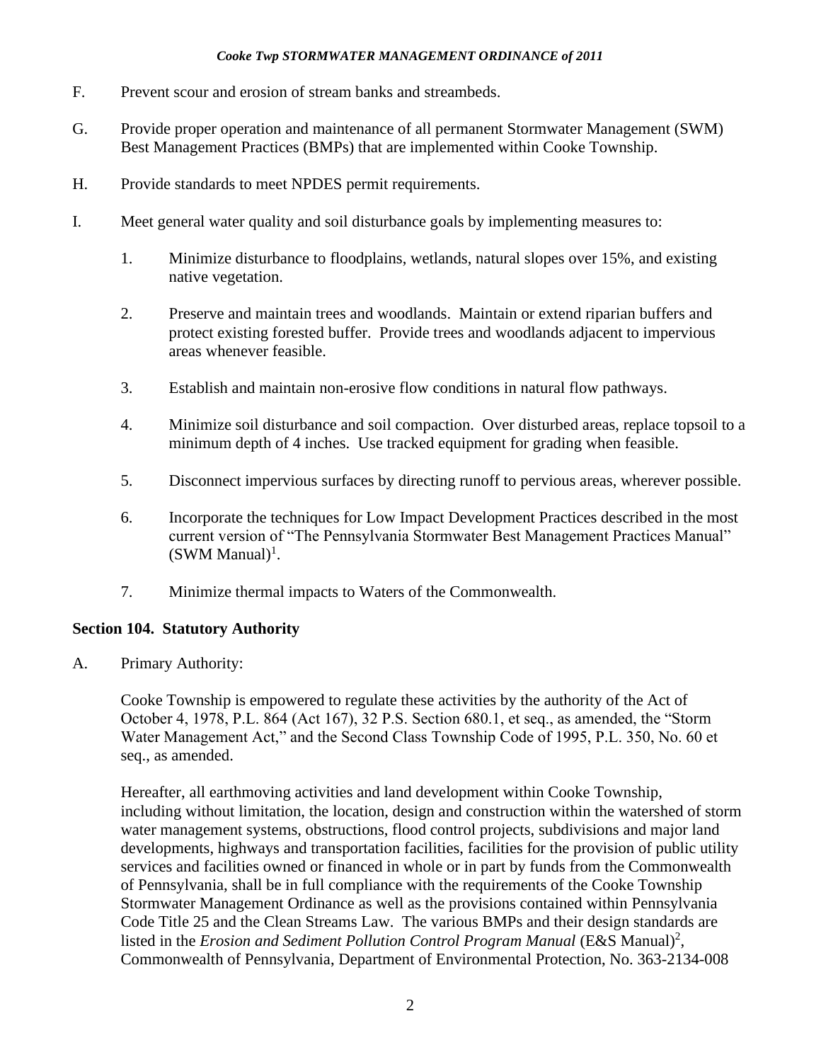F. Prevent scour and erosion of stream banks and streambeds.

G. Provide proper operation and maintenance of all permanent Stormwater Management (SWM) Best Management Practices (BMPs) that are implemented within Cooke Township.

H. Provide standards to meet NPDES permit requirements.

I. Meet general water quality and soil disturbance goals by implementing measures to:

   1. Minimize disturbance to floodplains, wetlands, natural slopes over 15%, and existing native vegetation.

   2. Preserve and maintain trees and woodlands. Maintain or extend riparian buffers and protect existing forested buffer. Provide trees and woodlands adjacent to impervious areas whenever feasible.

   3. Establish and maintain non-erosive flow conditions in natural flow pathways.

   4. Minimize soil disturbance and soil compaction. Over disturbed areas, replace topsoil to a minimum depth of 4 inches. Use tracked equipment for grading when feasible.

   5. Disconnect impervious surfaces by directing runoff to pervious areas, wherever possible.

   6. Incorporate the techniques for Low Impact Development Practices described in the most current version of "The Pennsylvania Stormwater Best Management Practices Manual" (SWM Manual)[1].

   7. Minimize thermal impacts to Waters of the Commonwealth.

**Section 104. Statutory Authority**

A. Primary Authority:

   Cooke Township is empowered to regulate these activities by the authority of the Act of October 4, 1978, P.L. 864 (Act 167), 32 P.S. Section 680.1, et seq., as amended, the "Storm Water Management Act," and the Second Class Township Code of 1995, P.L. 350, No. 60 et seq., as amended.

   Hereafter, all earthmoving activities and land development within Cooke Township, including without limitation, the location, design and construction within the watershed of storm water management systems, obstructions, flood control projects, subdivisions and major land developments, highways and transportation facilities, facilities for the provision of public utility services and facilities owned or financed in whole or in part by funds from the Commonwealth of Pennsylvania, shall be in full compliance with the requirements of the Cooke Township Stormwater Management Ordinance as well as the provisions contained within Pennsylvania Code Title 25 and the Clean Streams Law. The various BMPs and their design standards are listed in the *Erosion and Sediment Pollution Control Program Manual* (E&S Manual)[2], Commonwealth of Pennsylvania, Department of Environmental Protection, No. 363-2134-008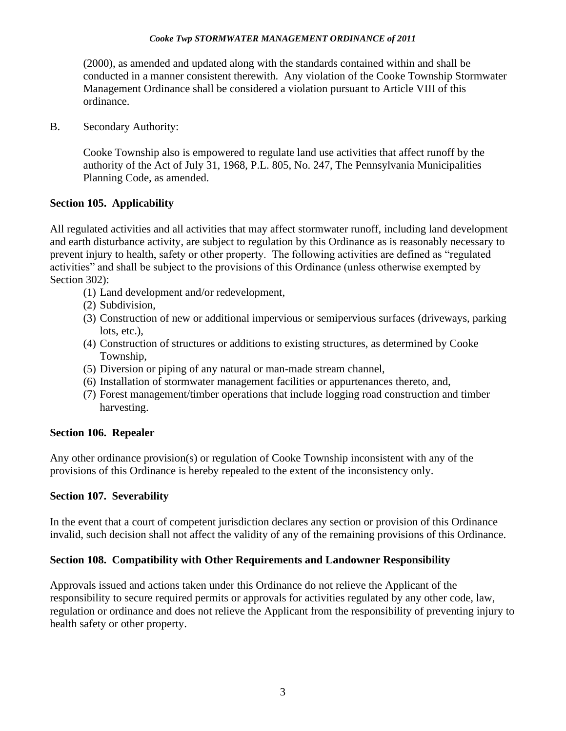(2000), as amended and updated along with the standards contained within and shall be conducted in a manner consistent therewith. Any violation of the Cooke Township Stormwater Management Ordinance shall be considered a violation pursuant to Article VIII of this ordinance.

B. Secondary Authority:

Cooke Township also is empowered to regulate land use activities that affect runoff by the authority of the Act of July 31, 1968, P.L. 805, No. 247, The Pennsylvania Municipalities Planning Code, as amended.

**Section 105. Applicability**

All regulated activities and all activities that may affect stormwater runoff, including land development and earth disturbance activity, are subject to regulation by this Ordinance as is reasonably necessary to prevent injury to health, safety or other property. The following activities are defined as "regulated activities" and shall be subject to the provisions of this Ordinance (unless otherwise exempted by Section 302):

(1) Land development and/or redevelopment,
(2) Subdivision,
(3) Construction of new or additional impervious or semipervious surfaces (driveways, parking lots, etc.),
(4) Construction of structures or additions to existing structures, as determined by Cooke Township,
(5) Diversion or piping of any natural or man-made stream channel,
(6) Installation of stormwater management facilities or appurtenances thereto, and,
(7) Forest management/timber operations that include logging road construction and timber harvesting.

**Section 106. Repealer**

Any other ordinance provision(s) or regulation of Cooke Township inconsistent with any of the provisions of this Ordinance is hereby repealed to the extent of the inconsistency only.

**Section 107. Severability**

In the event that a court of competent jurisdiction declares any section or provision of this Ordinance invalid, such decision shall not affect the validity of any of the remaining provisions of this Ordinance.

**Section 108. Compatibility with Other Requirements and Landowner Responsibility**

Approvals issued and actions taken under this Ordinance do not relieve the Applicant of the responsibility to secure required permits or approvals for activities regulated by any other code, law, regulation or ordinance and does not relieve the Applicant from the responsibility of preventing injury to health safety or other property.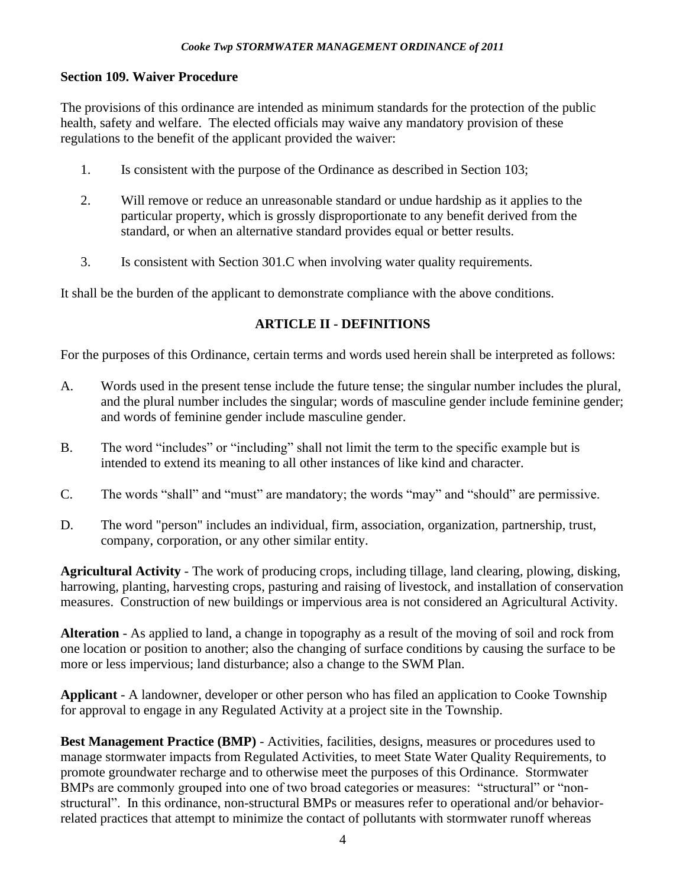## Section 109. Waiver Procedure

The provisions of this ordinance are intended as minimum standards for the protection of the public health, safety and welfare. The elected officials may waive any mandatory provision of these regulations to the benefit of the applicant provided the waiver:

1. Is consistent with the purpose of the Ordinance as described in Section 103;

2. Will remove or reduce an unreasonable standard or undue hardship as it applies to the particular property, which is grossly disproportionate to any benefit derived from the standard, or when an alternative standard provides equal or better results.

3. Is consistent with Section 301.C when involving water quality requirements.

It shall be the burden of the applicant to demonstrate compliance with the above conditions.

## ARTICLE II - DEFINITIONS

For the purposes of this Ordinance, certain terms and words used herein shall be interpreted as follows:

A. Words used in the present tense include the future tense; the singular number includes the plural, and the plural number includes the singular; words of masculine gender include feminine gender; and words of feminine gender include masculine gender.

B. The word "includes" or "including" shall not limit the term to the specific example but is intended to extend its meaning to all other instances of like kind and character.

C. The words "shall" and "must" are mandatory; the words "may" and "should" are permissive.

D. The word "person" includes an individual, firm, association, organization, partnership, trust, company, corporation, or any other similar entity.

**Agricultural Activity** - The work of producing crops, including tillage, land clearing, plowing, disking, harrowing, planting, harvesting crops, pasturing and raising of livestock, and installation of conservation measures. Construction of new buildings or impervious area is not considered an Agricultural Activity.

**Alteration** - As applied to land, a change in topography as a result of the moving of soil and rock from one location or position to another; also the changing of surface conditions by causing the surface to be more or less impervious; land disturbance; also a change to the SWM Plan.

**Applicant** - A landowner, developer or other person who has filed an application to Cooke Township for approval to engage in any Regulated Activity at a project site in the Township.

**Best Management Practice (BMP)** - Activities, facilities, designs, measures or procedures used to manage stormwater impacts from Regulated Activities, to meet State Water Quality Requirements, to promote groundwater recharge and to otherwise meet the purposes of this Ordinance. Stormwater BMPs are commonly grouped into one of two broad categories or measures: "structural" or "non-structural". In this ordinance, non-structural BMPs or measures refer to operational and/or behavior-related practices that attempt to minimize the contact of pollutants with stormwater runoff whereas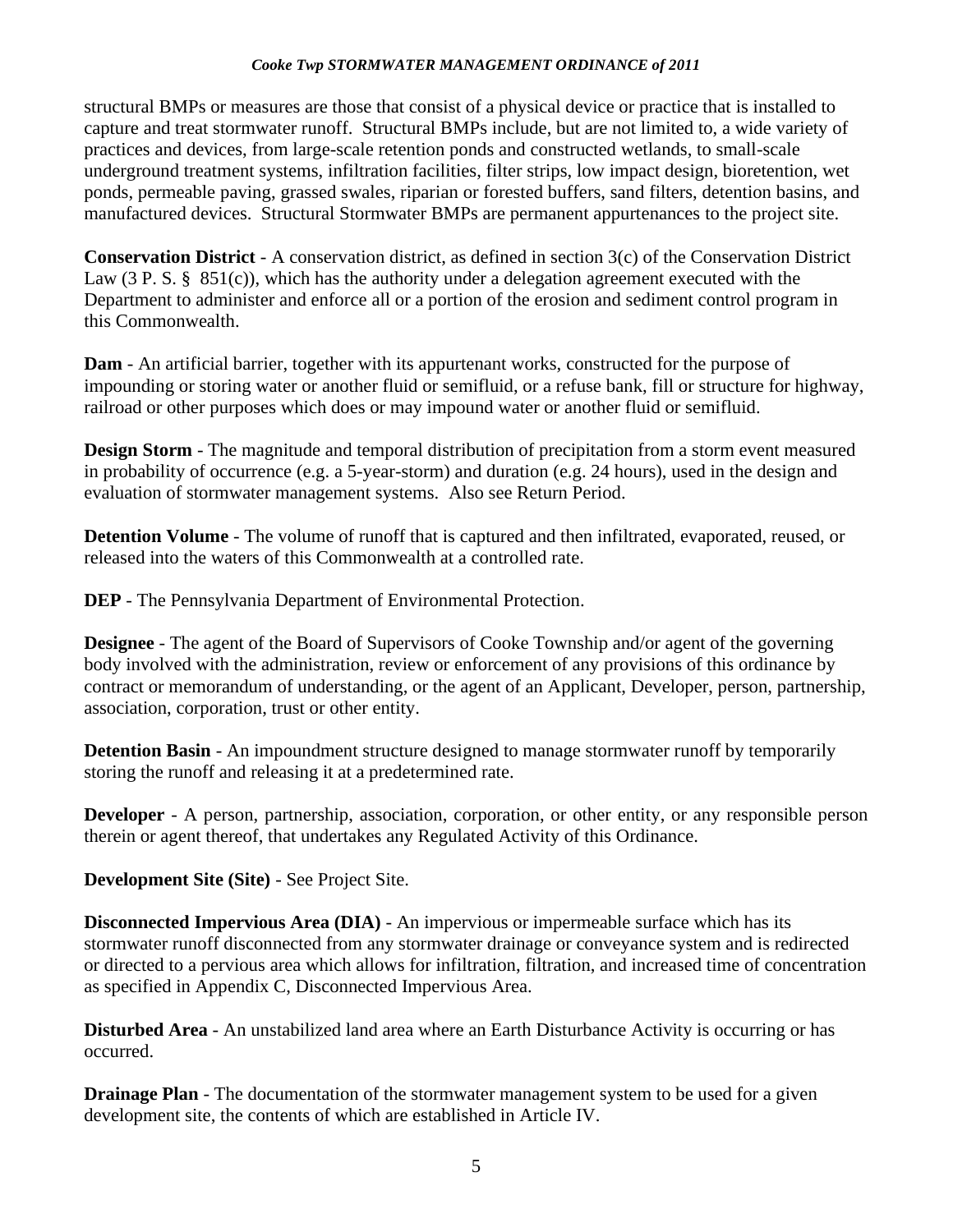structural BMPs or measures are those that consist of a physical device or practice that is installed to capture and treat stormwater runoff. Structural BMPs include, but are not limited to, a wide variety of practices and devices, from large-scale retention ponds and constructed wetlands, to small-scale underground treatment systems, infiltration facilities, filter strips, low impact design, bioretention, wet ponds, permeable paving, grassed swales, riparian or forested buffers, sand filters, detention basins, and manufactured devices. Structural Stormwater BMPs are permanent appurtenances to the project site.

**Conservation District** - A conservation district, as defined in section 3(c) of the Conservation District Law (3 P. S. § 851(c)), which has the authority under a delegation agreement executed with the Department to administer and enforce all or a portion of the erosion and sediment control program in this Commonwealth.

**Dam** - An artificial barrier, together with its appurtenant works, constructed for the purpose of impounding or storing water or another fluid or semifluid, or a refuse bank, fill or structure for highway, railroad or other purposes which does or may impound water or another fluid or semifluid.

**Design Storm** - The magnitude and temporal distribution of precipitation from a storm event measured in probability of occurrence (e.g. a 5-year-storm) and duration (e.g. 24 hours), used in the design and evaluation of stormwater management systems. Also see Return Period.

**Detention Volume** - The volume of runoff that is captured and then infiltrated, evaporated, reused, or released into the waters of this Commonwealth at a controlled rate.

**DEP** - The Pennsylvania Department of Environmental Protection.

**Designee** - The agent of the Board of Supervisors of Cooke Township and/or agent of the governing body involved with the administration, review or enforcement of any provisions of this ordinance by contract or memorandum of understanding, or the agent of an Applicant, Developer, person, partnership, association, corporation, trust or other entity.

**Detention Basin** - An impoundment structure designed to manage stormwater runoff by temporarily storing the runoff and releasing it at a predetermined rate.

**Developer** - A person, partnership, association, corporation, or other entity, or any responsible person therein or agent thereof, that undertakes any Regulated Activity of this Ordinance.

**Development Site (Site)** - See Project Site.

**Disconnected Impervious Area (DIA)** - An impervious or impermeable surface which has its stormwater runoff disconnected from any stormwater drainage or conveyance system and is redirected or directed to a pervious area which allows for infiltration, filtration, and increased time of concentration as specified in Appendix C, Disconnected Impervious Area.

**Disturbed Area** - An unstabilized land area where an Earth Disturbance Activity is occurring or has occurred.

**Drainage Plan** - The documentation of the stormwater management system to be used for a given development site, the contents of which are established in Article IV.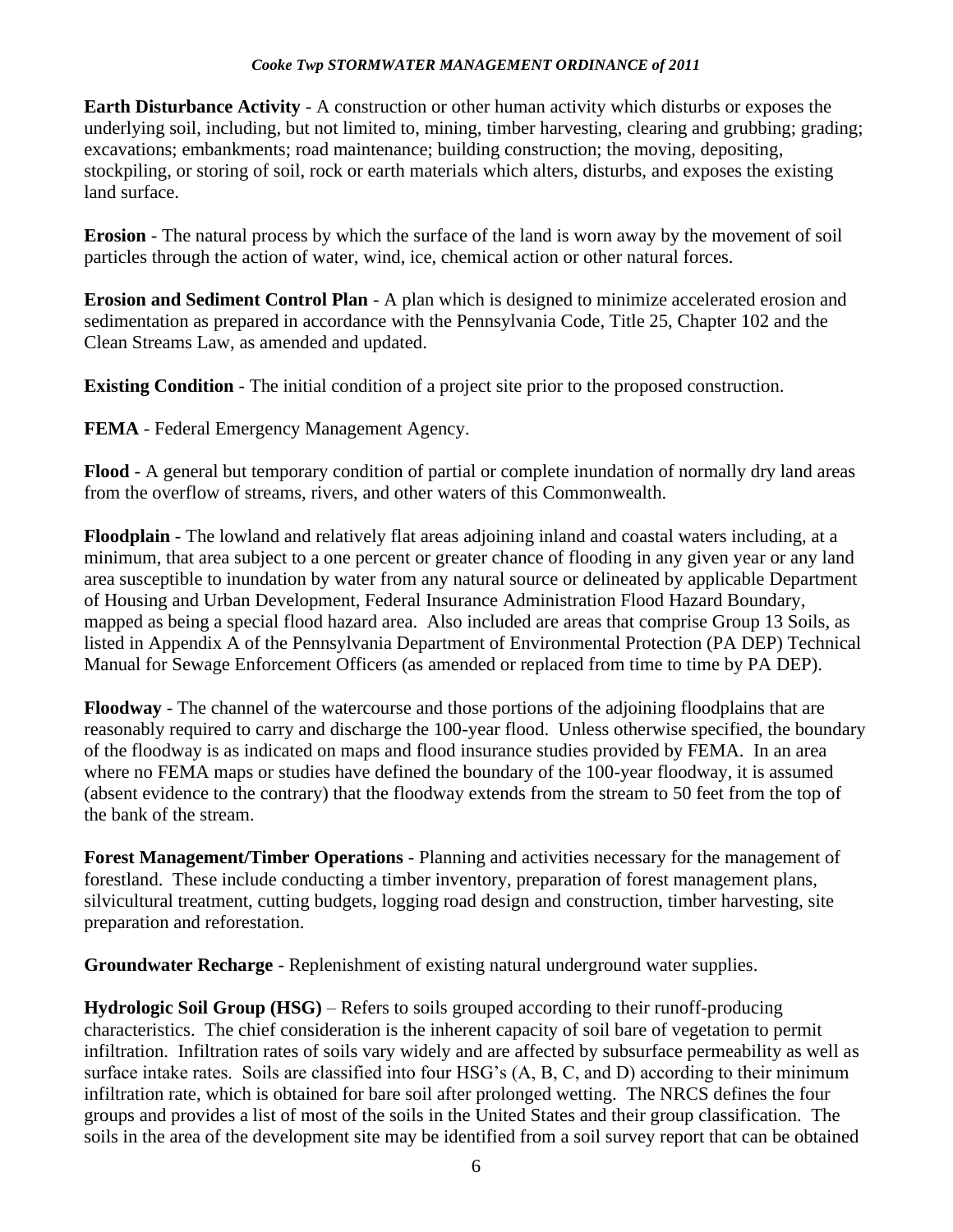**Earth Disturbance Activity** - A construction or other human activity which disturbs or exposes the underlying soil, including, but not limited to, mining, timber harvesting, clearing and grubbing; grading; excavations; embankments; road maintenance; building construction; the moving, depositing, stockpiling, or storing of soil, rock or earth materials which alters, disturbs, and exposes the existing land surface.

**Erosion** - The natural process by which the surface of the land is worn away by the movement of soil particles through the action of water, wind, ice, chemical action or other natural forces.

**Erosion and Sediment Control Plan** - A plan which is designed to minimize accelerated erosion and sedimentation as prepared in accordance with the Pennsylvania Code, Title 25, Chapter 102 and the Clean Streams Law, as amended and updated.

**Existing Condition** - The initial condition of a project site prior to the proposed construction.

**FEMA** - Federal Emergency Management Agency.

**Flood** - A general but temporary condition of partial or complete inundation of normally dry land areas from the overflow of streams, rivers, and other waters of this Commonwealth.

**Floodplain** - The lowland and relatively flat areas adjoining inland and coastal waters including, at a minimum, that area subject to a one percent or greater chance of flooding in any given year or any land area susceptible to inundation by water from any natural source or delineated by applicable Department of Housing and Urban Development, Federal Insurance Administration Flood Hazard Boundary, mapped as being a special flood hazard area. Also included are areas that comprise Group 13 Soils, as listed in Appendix A of the Pennsylvania Department of Environmental Protection (PA DEP) Technical Manual for Sewage Enforcement Officers (as amended or replaced from time to time by PA DEP).

**Floodway** - The channel of the watercourse and those portions of the adjoining floodplains that are reasonably required to carry and discharge the 100-year flood. Unless otherwise specified, the boundary of the floodway is as indicated on maps and flood insurance studies provided by FEMA. In an area where no FEMA maps or studies have defined the boundary of the 100-year floodway, it is assumed (absent evidence to the contrary) that the floodway extends from the stream to 50 feet from the top of the bank of the stream.

**Forest Management/Timber Operations** - Planning and activities necessary for the management of forestland. These include conducting a timber inventory, preparation of forest management plans, silvicultural treatment, cutting budgets, logging road design and construction, timber harvesting, site preparation and reforestation.

**Groundwater Recharge** - Replenishment of existing natural underground water supplies.

**Hydrologic Soil Group (HSG)** – Refers to soils grouped according to their runoff-producing characteristics. The chief consideration is the inherent capacity of soil bare of vegetation to permit infiltration. Infiltration rates of soils vary widely and are affected by subsurface permeability as well as surface intake rates. Soils are classified into four HSG's (A, B, C, and D) according to their minimum infiltration rate, which is obtained for bare soil after prolonged wetting. The NRCS defines the four groups and provides a list of most of the soils in the United States and their group classification. The soils in the area of the development site may be identified from a soil survey report that can be obtained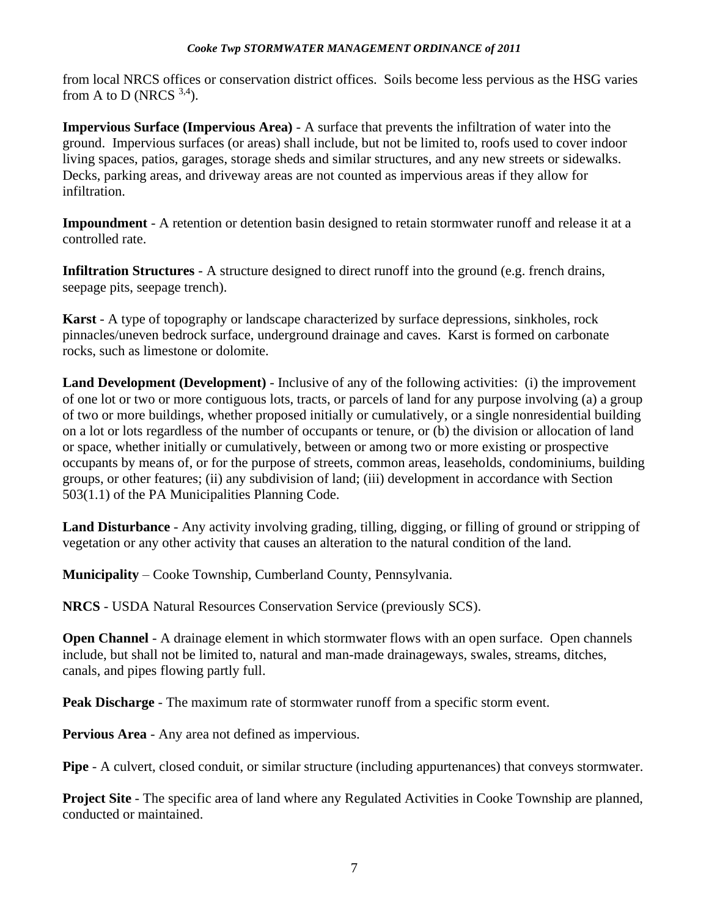from local NRCS offices or conservation district offices. Soils become less pervious as the HSG varies from A to D (NRCS [3,4]).

**Impervious Surface (Impervious Area)** - A surface that prevents the infiltration of water into the ground. Impervious surfaces (or areas) shall include, but not be limited to, roofs used to cover indoor living spaces, patios, garages, storage sheds and similar structures, and any new streets or sidewalks. Decks, parking areas, and driveway areas are not counted as impervious areas if they allow for infiltration.

**Impoundment** - A retention or detention basin designed to retain stormwater runoff and release it at a controlled rate.

**Infiltration Structures** - A structure designed to direct runoff into the ground (e.g. french drains, seepage pits, seepage trench).

**Karst** - A type of topography or landscape characterized by surface depressions, sinkholes, rock pinnacles/uneven bedrock surface, underground drainage and caves. Karst is formed on carbonate rocks, such as limestone or dolomite.

**Land Development (Development)** - Inclusive of any of the following activities: (i) the improvement of one lot or two or more contiguous lots, tracts, or parcels of land for any purpose involving (a) a group of two or more buildings, whether proposed initially or cumulatively, or a single nonresidential building on a lot or lots regardless of the number of occupants or tenure, or (b) the division or allocation of land or space, whether initially or cumulatively, between or among two or more existing or prospective occupants by means of, or for the purpose of streets, common areas, leaseholds, condominiums, building groups, or other features; (ii) any subdivision of land; (iii) development in accordance with Section 503(1.1) of the PA Municipalities Planning Code.

**Land Disturbance** - Any activity involving grading, tilling, digging, or filling of ground or stripping of vegetation or any other activity that causes an alteration to the natural condition of the land.

**Municipality** – Cooke Township, Cumberland County, Pennsylvania.

**NRCS** - USDA Natural Resources Conservation Service (previously SCS).

**Open Channel** - A drainage element in which stormwater flows with an open surface. Open channels include, but shall not be limited to, natural and man-made drainageways, swales, streams, ditches, canals, and pipes flowing partly full.

**Peak Discharge** - The maximum rate of stormwater runoff from a specific storm event.

**Pervious Area** - Any area not defined as impervious.

**Pipe** - A culvert, closed conduit, or similar structure (including appurtenances) that conveys stormwater.

**Project Site** - The specific area of land where any Regulated Activities in Cooke Township are planned, conducted or maintained.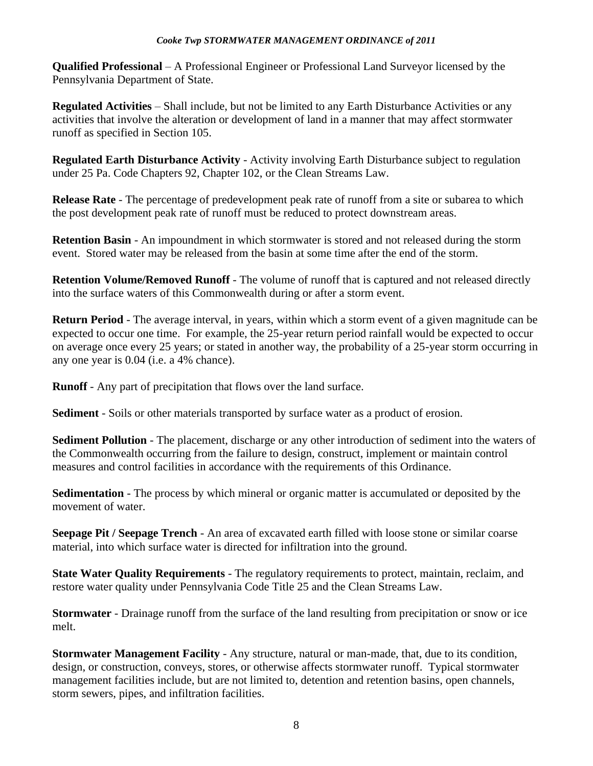**Qualified Professional** – A Professional Engineer or Professional Land Surveyor licensed by the Pennsylvania Department of State.

**Regulated Activities** – Shall include, but not be limited to any Earth Disturbance Activities or any activities that involve the alteration or development of land in a manner that may affect stormwater runoff as specified in Section 105.

**Regulated Earth Disturbance Activity** - Activity involving Earth Disturbance subject to regulation under 25 Pa. Code Chapters 92, Chapter 102, or the Clean Streams Law.

**Release Rate** - The percentage of predevelopment peak rate of runoff from a site or subarea to which the post development peak rate of runoff must be reduced to protect downstream areas.

**Retention Basin** - An impoundment in which stormwater is stored and not released during the storm event. Stored water may be released from the basin at some time after the end of the storm.

**Retention Volume/Removed Runoff** - The volume of runoff that is captured and not released directly into the surface waters of this Commonwealth during or after a storm event.

**Return Period** - The average interval, in years, within which a storm event of a given magnitude can be expected to occur one time. For example, the 25-year return period rainfall would be expected to occur on average once every 25 years; or stated in another way, the probability of a 25-year storm occurring in any one year is 0.04 (i.e. a 4% chance).

**Runoff** - Any part of precipitation that flows over the land surface.

**Sediment** - Soils or other materials transported by surface water as a product of erosion.

**Sediment Pollution** - The placement, discharge or any other introduction of sediment into the waters of the Commonwealth occurring from the failure to design, construct, implement or maintain control measures and control facilities in accordance with the requirements of this Ordinance.

**Sedimentation** - The process by which mineral or organic matter is accumulated or deposited by the movement of water.

**Seepage Pit / Seepage Trench** - An area of excavated earth filled with loose stone or similar coarse material, into which surface water is directed for infiltration into the ground.

**State Water Quality Requirements** - The regulatory requirements to protect, maintain, reclaim, and restore water quality under Pennsylvania Code Title 25 and the Clean Streams Law.

**Stormwater** - Drainage runoff from the surface of the land resulting from precipitation or snow or ice melt.

**Stormwater Management Facility** - Any structure, natural or man-made, that, due to its condition, design, or construction, conveys, stores, or otherwise affects stormwater runoff. Typical stormwater management facilities include, but are not limited to, detention and retention basins, open channels, storm sewers, pipes, and infiltration facilities.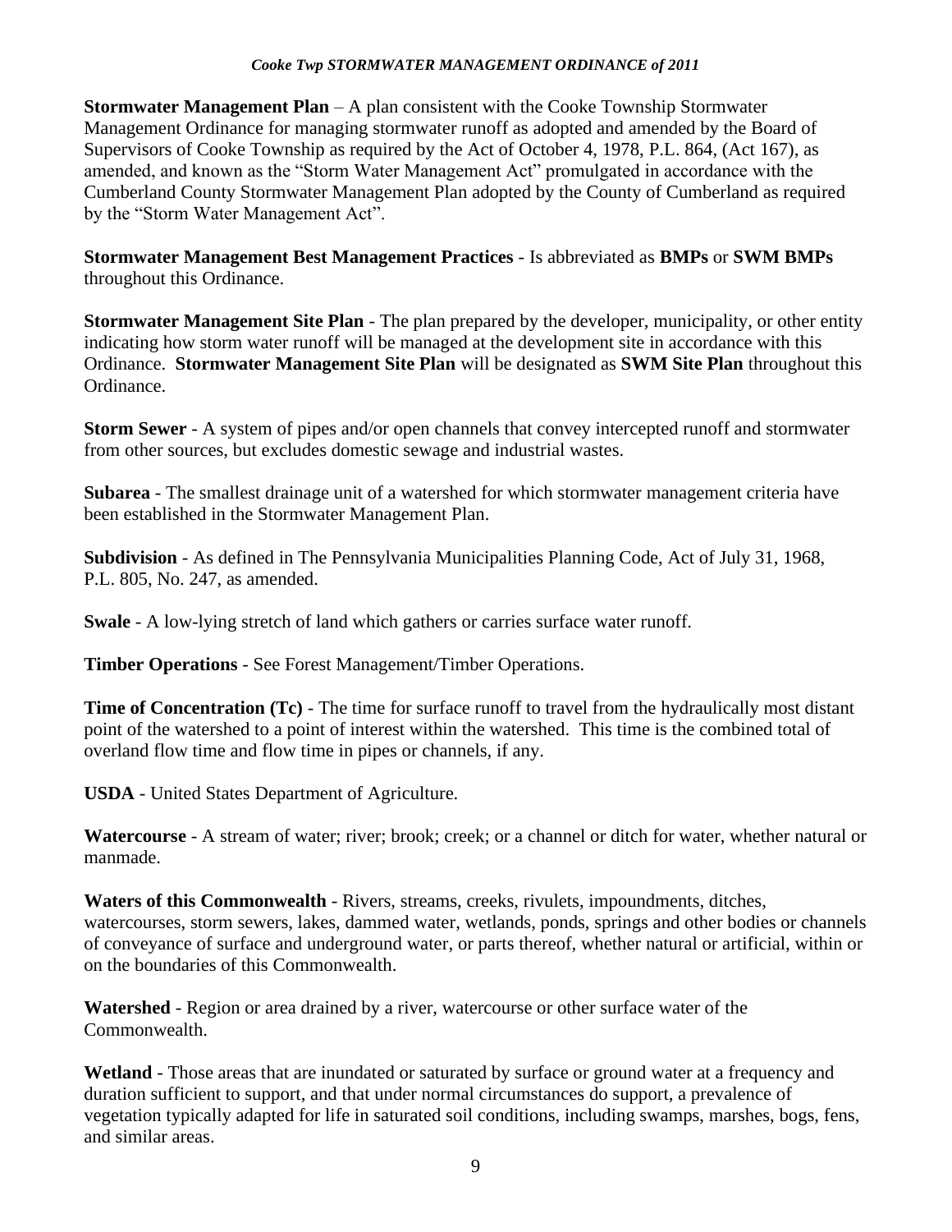**Stormwater Management Plan** – A plan consistent with the Cooke Township Stormwater Management Ordinance for managing stormwater runoff as adopted and amended by the Board of Supervisors of Cooke Township as required by the Act of October 4, 1978, P.L. 864, (Act 167), as amended, and known as the "Storm Water Management Act" promulgated in accordance with the Cumberland County Stormwater Management Plan adopted by the County of Cumberland as required by the "Storm Water Management Act".

**Stormwater Management Best Management Practices** - Is abbreviated as **BMPs** or **SWM BMPs** throughout this Ordinance.

**Stormwater Management Site Plan** - The plan prepared by the developer, municipality, or other entity indicating how storm water runoff will be managed at the development site in accordance with this Ordinance. **Stormwater Management Site Plan** will be designated as **SWM Site Plan** throughout this Ordinance.

**Storm Sewer** - A system of pipes and/or open channels that convey intercepted runoff and stormwater from other sources, but excludes domestic sewage and industrial wastes.

**Subarea** - The smallest drainage unit of a watershed for which stormwater management criteria have been established in the Stormwater Management Plan.

**Subdivision** - As defined in The Pennsylvania Municipalities Planning Code, Act of July 31, 1968, P.L. 805, No. 247, as amended.

**Swale** - A low-lying stretch of land which gathers or carries surface water runoff.

**Timber Operations** - See Forest Management/Timber Operations.

**Time of Concentration (Tc)** - The time for surface runoff to travel from the hydraulically most distant point of the watershed to a point of interest within the watershed. This time is the combined total of overland flow time and flow time in pipes or channels, if any.

**USDA** - United States Department of Agriculture.

**Watercourse** - A stream of water; river; brook; creek; or a channel or ditch for water, whether natural or manmade.

**Waters of this Commonwealth** - Rivers, streams, creeks, rivulets, impoundments, ditches, watercourses, storm sewers, lakes, dammed water, wetlands, ponds, springs and other bodies or channels of conveyance of surface and underground water, or parts thereof, whether natural or artificial, within or on the boundaries of this Commonwealth.

**Watershed** - Region or area drained by a river, watercourse or other surface water of the Commonwealth.

**Wetland** - Those areas that are inundated or saturated by surface or ground water at a frequency and duration sufficient to support, and that under normal circumstances do support, a prevalence of vegetation typically adapted for life in saturated soil conditions, including swamps, marshes, bogs, fens, and similar areas.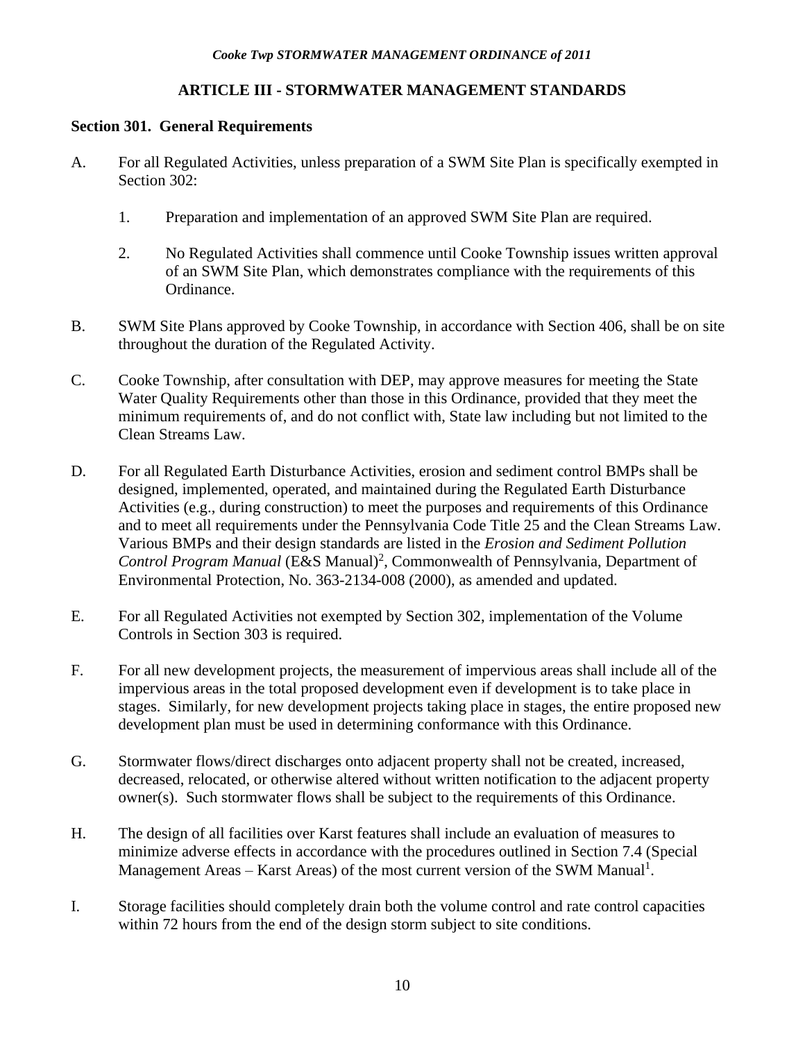## ARTICLE III - STORMWATER MANAGEMENT STANDARDS

### Section 301. General Requirements

A. For all Regulated Activities, unless preparation of a SWM Site Plan is specifically exempted in Section 302:

   1. Preparation and implementation of an approved SWM Site Plan are required.

   2. No Regulated Activities shall commence until Cooke Township issues written approval of an SWM Site Plan, which demonstrates compliance with the requirements of this Ordinance.

B. SWM Site Plans approved by Cooke Township, in accordance with Section 406, shall be on site throughout the duration of the Regulated Activity.

C. Cooke Township, after consultation with DEP, may approve measures for meeting the State Water Quality Requirements other than those in this Ordinance, provided that they meet the minimum requirements of, and do not conflict with, State law including but not limited to the Clean Streams Law.

D. For all Regulated Earth Disturbance Activities, erosion and sediment control BMPs shall be designed, implemented, operated, and maintained during the Regulated Earth Disturbance Activities (e.g., during construction) to meet the purposes and requirements of this Ordinance and to meet all requirements under the Pennsylvania Code Title 25 and the Clean Streams Law. Various BMPs and their design standards are listed in the *Erosion and Sediment Pollution Control Program Manual* (E&S Manual)[2], Commonwealth of Pennsylvania, Department of Environmental Protection, No. 363-2134-008 (2000), as amended and updated.

E. For all Regulated Activities not exempted by Section 302, implementation of the Volume Controls in Section 303 is required.

F. For all new development projects, the measurement of impervious areas shall include all of the impervious areas in the total proposed development even if development is to take place in stages. Similarly, for new development projects taking place in stages, the entire proposed new development plan must be used in determining conformance with this Ordinance.

G. Stormwater flows/direct discharges onto adjacent property shall not be created, increased, decreased, relocated, or otherwise altered without written notification to the adjacent property owner(s). Such stormwater flows shall be subject to the requirements of this Ordinance.

H. The design of all facilities over Karst features shall include an evaluation of measures to minimize adverse effects in accordance with the procedures outlined in Section 7.4 (Special Management Areas – Karst Areas) of the most current version of the SWM Manual[1].

I. Storage facilities should completely drain both the volume control and rate control capacities within 72 hours from the end of the design storm subject to site conditions.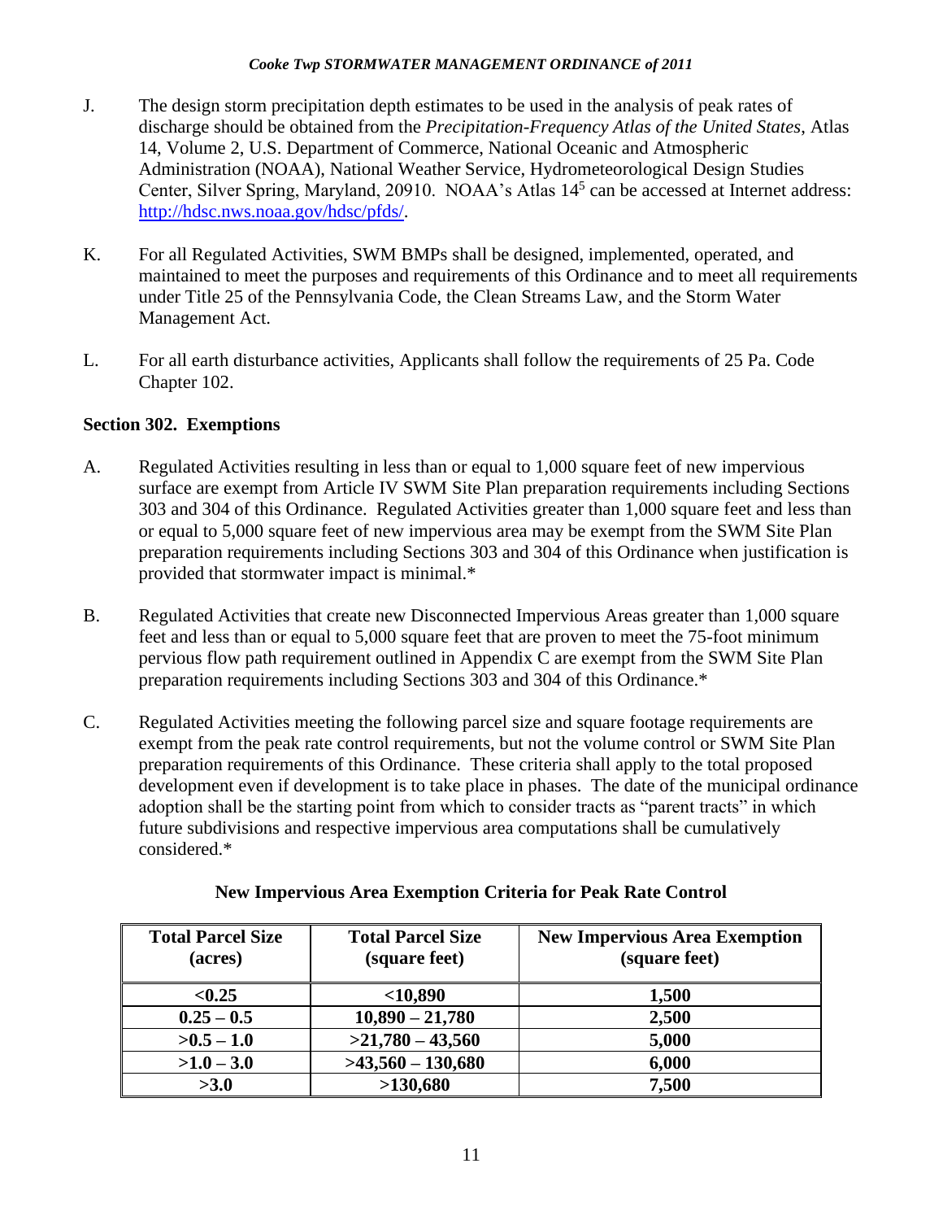J. The design storm precipitation depth estimates to be used in the analysis of peak rates of discharge should be obtained from the *Precipitation-Frequency Atlas of the United States*, Atlas 14, Volume 2, U.S. Department of Commerce, National Oceanic and Atmospheric Administration (NOAA), National Weather Service, Hydrometeorological Design Studies Center, Silver Spring, Maryland, 20910. NOAA's Atlas 14[5] can be accessed at Internet address: http://hdsc.nws.noaa.gov/hdsc/pfds/.

K. For all Regulated Activities, SWM BMPs shall be designed, implemented, operated, and maintained to meet the purposes and requirements of this Ordinance and to meet all requirements under Title 25 of the Pennsylvania Code, the Clean Streams Law, and the Storm Water Management Act.

L. For all earth disturbance activities, Applicants shall follow the requirements of 25 Pa. Code Chapter 102.

### Section 302. Exemptions

A. Regulated Activities resulting in less than or equal to 1,000 square feet of new impervious surface are exempt from Article IV SWM Site Plan preparation requirements including Sections 303 and 304 of this Ordinance. Regulated Activities greater than 1,000 square feet and less than or equal to 5,000 square feet of new impervious area may be exempt from the SWM Site Plan preparation requirements including Sections 303 and 304 of this Ordinance when justification is provided that stormwater impact is minimal.*

B. Regulated Activities that create new Disconnected Impervious Areas greater than 1,000 square feet and less than or equal to 5,000 square feet that are proven to meet the 75-foot minimum pervious flow path requirement outlined in Appendix C are exempt from the SWM Site Plan preparation requirements including Sections 303 and 304 of this Ordinance.*

C. Regulated Activities meeting the following parcel size and square footage requirements are exempt from the peak rate control requirements, but not the volume control or SWM Site Plan preparation requirements of this Ordinance. These criteria shall apply to the total proposed development even if development is to take place in phases. The date of the municipal ordinance adoption shall be the starting point from which to consider tracts as "parent tracts" in which future subdivisions and respective impervious area computations shall be cumulatively considered.*

**New Impervious Area Exemption Criteria for Peak Rate Control**

| Total Parcel Size (acres) | Total Parcel Size (square feet) | New Impervious Area Exemption (square feet) |
|---|---|---|
| **<0.25** | **<10,890** | **1,500** |
| **0.25 – 0.5** | **10,890 – 21,780** | **2,500** |
| **>0.5 – 1.0** | **>21,780 – 43,560** | **5,000** |
| **>1.0 – 3.0** | **>43,560 – 130,680** | **6,000** |
| **>3.0** | **>130,680** | **7,500** |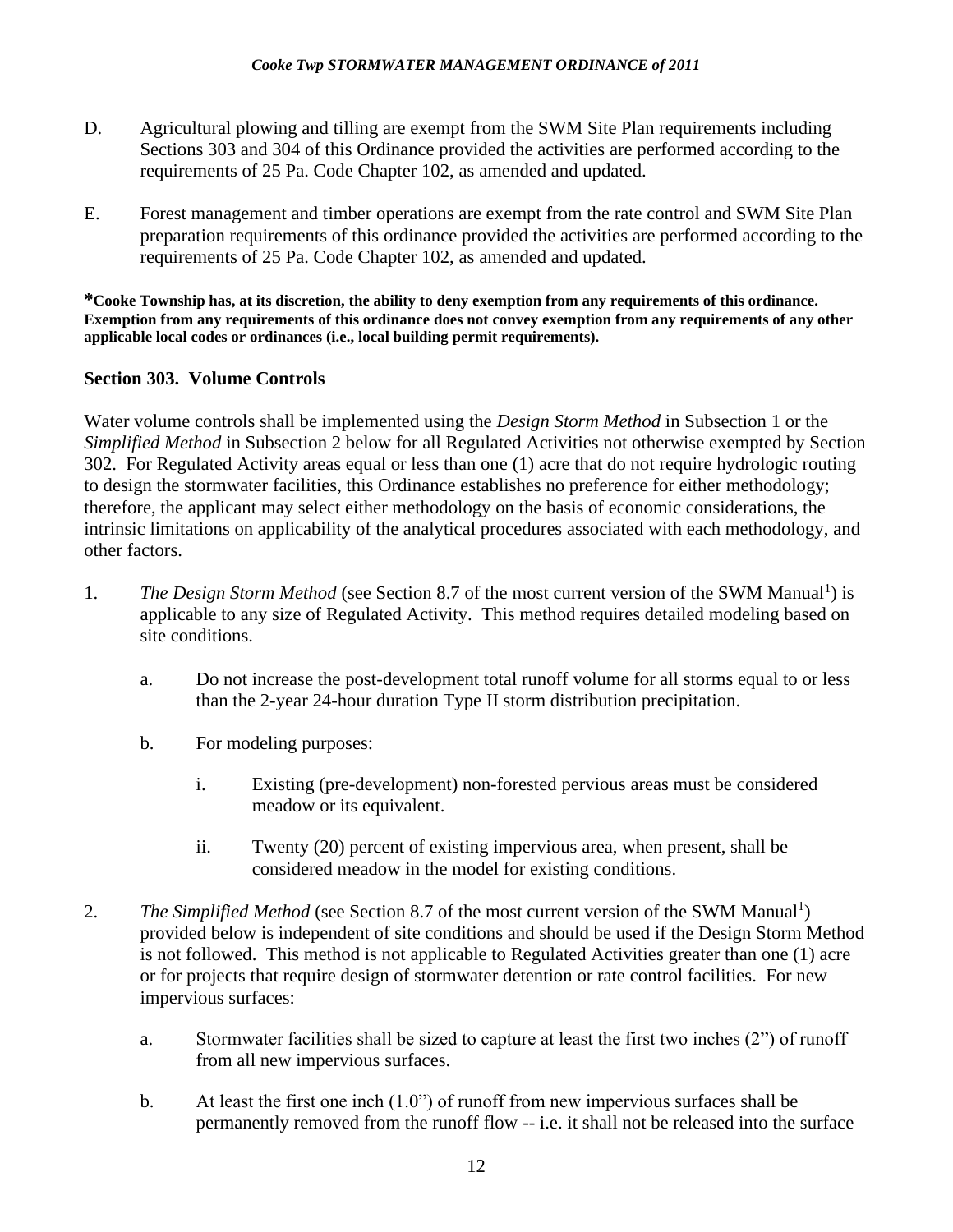D. Agricultural plowing and tilling are exempt from the SWM Site Plan requirements including Sections 303 and 304 of this Ordinance provided the activities are performed according to the requirements of 25 Pa. Code Chapter 102, as amended and updated.

E. Forest management and timber operations are exempt from the rate control and SWM Site Plan preparation requirements of this ordinance provided the activities are performed according to the requirements of 25 Pa. Code Chapter 102, as amended and updated.

***Cooke Township has, at its discretion, the ability to deny exemption from any requirements of this ordinance. Exemption from any requirements of this ordinance does not convey exemption from any requirements of any other applicable local codes or ordinances (i.e., local building permit requirements).**

### Section 303. Volume Controls

Water volume controls shall be implemented using the *Design Storm Method* in Subsection 1 or the *Simplified Method* in Subsection 2 below for all Regulated Activities not otherwise exempted by Section 302. For Regulated Activity areas equal or less than one (1) acre that do not require hydrologic routing to design the stormwater facilities, this Ordinance establishes no preference for either methodology; therefore, the applicant may select either methodology on the basis of economic considerations, the intrinsic limitations on applicability of the analytical procedures associated with each methodology, and other factors.

1. *The Design Storm Method* (see Section 8.7 of the most current version of the SWM Manual[1]) is applicable to any size of Regulated Activity. This method requires detailed modeling based on site conditions.

    a. Do not increase the post-development total runoff volume for all storms equal to or less than the 2-year 24-hour duration Type II storm distribution precipitation.

    b. For modeling purposes:

        i. Existing (pre-development) non-forested pervious areas must be considered meadow or its equivalent.

        ii. Twenty (20) percent of existing impervious area, when present, shall be considered meadow in the model for existing conditions.

2. *The Simplified Method* (see Section 8.7 of the most current version of the SWM Manual[1]) provided below is independent of site conditions and should be used if the Design Storm Method is not followed. This method is not applicable to Regulated Activities greater than one (1) acre or for projects that require design of stormwater detention or rate control facilities. For new impervious surfaces:

    a. Stormwater facilities shall be sized to capture at least the first two inches (2") of runoff from all new impervious surfaces.

    b. At least the first one inch (1.0") of runoff from new impervious surfaces shall be permanently removed from the runoff flow -- i.e. it shall not be released into the surface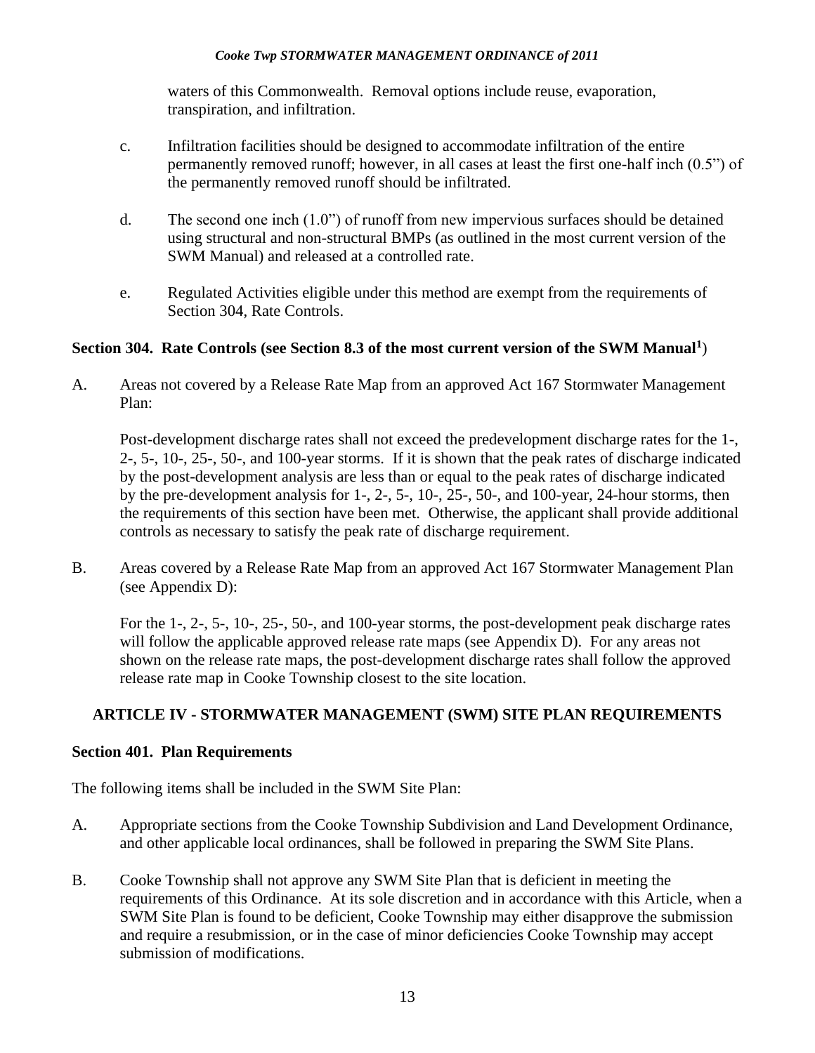waters of this Commonwealth. Removal options include reuse, evaporation, transpiration, and infiltration.

c. Infiltration facilities should be designed to accommodate infiltration of the entire permanently removed runoff; however, in all cases at least the first one-half inch (0.5") of the permanently removed runoff should be infiltrated.

d. The second one inch (1.0") of runoff from new impervious surfaces should be detained using structural and non-structural BMPs (as outlined in the most current version of the SWM Manual) and released at a controlled rate.

e. Regulated Activities eligible under this method are exempt from the requirements of Section 304, Rate Controls.

### Section 304. Rate Controls (see Section 8.3 of the most current version of the SWM Manual[1])

A. Areas not covered by a Release Rate Map from an approved Act 167 Stormwater Management Plan:

Post-development discharge rates shall not exceed the predevelopment discharge rates for the 1-, 2-, 5-, 10-, 25-, 50-, and 100-year storms. If it is shown that the peak rates of discharge indicated by the post-development analysis are less than or equal to the peak rates of discharge indicated by the pre-development analysis for 1-, 2-, 5-, 10-, 25-, 50-, and 100-year, 24-hour storms, then the requirements of this section have been met. Otherwise, the applicant shall provide additional controls as necessary to satisfy the peak rate of discharge requirement.

B. Areas covered by a Release Rate Map from an approved Act 167 Stormwater Management Plan (see Appendix D):

For the 1-, 2-, 5-, 10-, 25-, 50-, and 100-year storms, the post-development peak discharge rates will follow the applicable approved release rate maps (see Appendix D). For any areas not shown on the release rate maps, the post-development discharge rates shall follow the approved release rate map in Cooke Township closest to the site location.

## ARTICLE IV - STORMWATER MANAGEMENT (SWM) SITE PLAN REQUIREMENTS

### Section 401. Plan Requirements

The following items shall be included in the SWM Site Plan:

A. Appropriate sections from the Cooke Township Subdivision and Land Development Ordinance, and other applicable local ordinances, shall be followed in preparing the SWM Site Plans.

B. Cooke Township shall not approve any SWM Site Plan that is deficient in meeting the requirements of this Ordinance. At its sole discretion and in accordance with this Article, when a SWM Site Plan is found to be deficient, Cooke Township may either disapprove the submission and require a resubmission, or in the case of minor deficiencies Cooke Township may accept submission of modifications.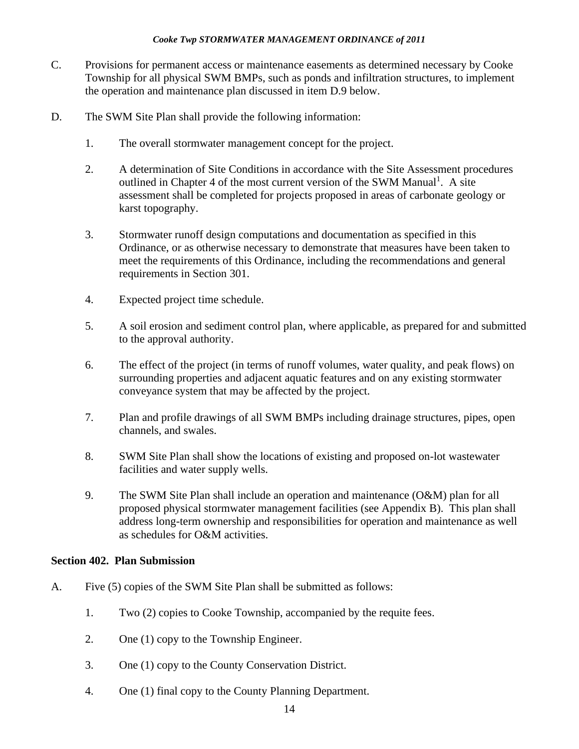C. Provisions for permanent access or maintenance easements as determined necessary by Cooke Township for all physical SWM BMPs, such as ponds and infiltration structures, to implement the operation and maintenance plan discussed in item D.9 below.

D. The SWM Site Plan shall provide the following information:

1. The overall stormwater management concept for the project.

2. A determination of Site Conditions in accordance with the Site Assessment procedures outlined in Chapter 4 of the most current version of the SWM Manual[1]. A site assessment shall be completed for projects proposed in areas of carbonate geology or karst topography.

3. Stormwater runoff design computations and documentation as specified in this Ordinance, or as otherwise necessary to demonstrate that measures have been taken to meet the requirements of this Ordinance, including the recommendations and general requirements in Section 301.

4. Expected project time schedule.

5. A soil erosion and sediment control plan, where applicable, as prepared for and submitted to the approval authority.

6. The effect of the project (in terms of runoff volumes, water quality, and peak flows) on surrounding properties and adjacent aquatic features and on any existing stormwater conveyance system that may be affected by the project.

7. Plan and profile drawings of all SWM BMPs including drainage structures, pipes, open channels, and swales.

8. SWM Site Plan shall show the locations of existing and proposed on-lot wastewater facilities and water supply wells.

9. The SWM Site Plan shall include an operation and maintenance (O&M) plan for all proposed physical stormwater management facilities (see Appendix B). This plan shall address long-term ownership and responsibilities for operation and maintenance as well as schedules for O&M activities.

**Section 402. Plan Submission**

A. Five (5) copies of the SWM Site Plan shall be submitted as follows:

1. Two (2) copies to Cooke Township, accompanied by the requite fees.

2. One (1) copy to the Township Engineer.

3. One (1) copy to the County Conservation District.

4. One (1) final copy to the County Planning Department.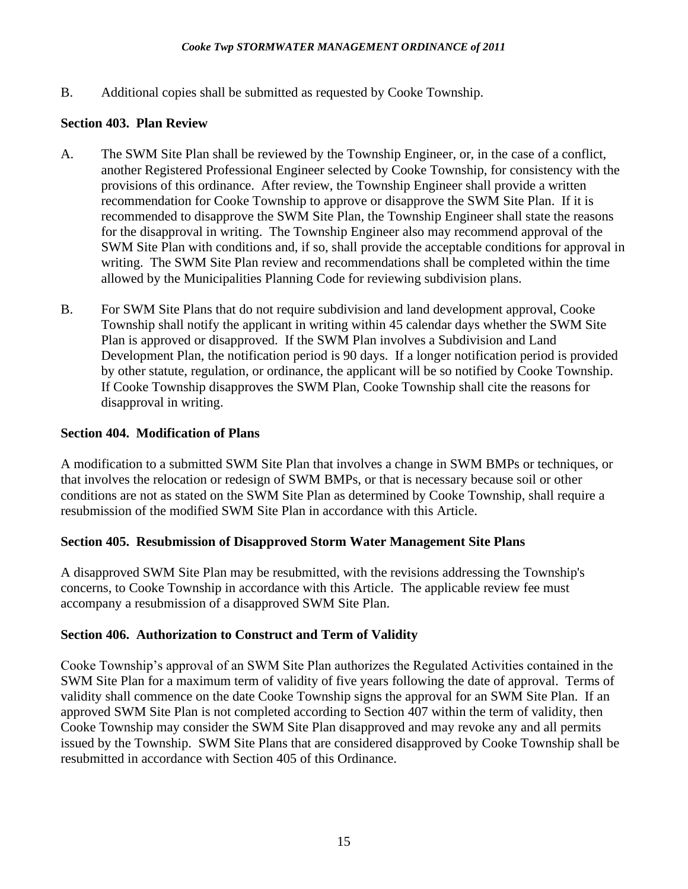B. Additional copies shall be submitted as requested by Cooke Township.

### Section 403. Plan Review

A. The SWM Site Plan shall be reviewed by the Township Engineer, or, in the case of a conflict, another Registered Professional Engineer selected by Cooke Township, for consistency with the provisions of this ordinance. After review, the Township Engineer shall provide a written recommendation for Cooke Township to approve or disapprove the SWM Site Plan. If it is recommended to disapprove the SWM Site Plan, the Township Engineer shall state the reasons for the disapproval in writing. The Township Engineer also may recommend approval of the SWM Site Plan with conditions and, if so, shall provide the acceptable conditions for approval in writing. The SWM Site Plan review and recommendations shall be completed within the time allowed by the Municipalities Planning Code for reviewing subdivision plans.

B. For SWM Site Plans that do not require subdivision and land development approval, Cooke Township shall notify the applicant in writing within 45 calendar days whether the SWM Site Plan is approved or disapproved. If the SWM Plan involves a Subdivision and Land Development Plan, the notification period is 90 days. If a longer notification period is provided by other statute, regulation, or ordinance, the applicant will be so notified by Cooke Township. If Cooke Township disapproves the SWM Plan, Cooke Township shall cite the reasons for disapproval in writing.

### Section 404. Modification of Plans

A modification to a submitted SWM Site Plan that involves a change in SWM BMPs or techniques, or that involves the relocation or redesign of SWM BMPs, or that is necessary because soil or other conditions are not as stated on the SWM Site Plan as determined by Cooke Township, shall require a resubmission of the modified SWM Site Plan in accordance with this Article.

### Section 405. Resubmission of Disapproved Storm Water Management Site Plans

A disapproved SWM Site Plan may be resubmitted, with the revisions addressing the Township's concerns, to Cooke Township in accordance with this Article. The applicable review fee must accompany a resubmission of a disapproved SWM Site Plan.

### Section 406. Authorization to Construct and Term of Validity

Cooke Township's approval of an SWM Site Plan authorizes the Regulated Activities contained in the SWM Site Plan for a maximum term of validity of five years following the date of approval. Terms of validity shall commence on the date Cooke Township signs the approval for an SWM Site Plan. If an approved SWM Site Plan is not completed according to Section 407 within the term of validity, then Cooke Township may consider the SWM Site Plan disapproved and may revoke any and all permits issued by the Township. SWM Site Plans that are considered disapproved by Cooke Township shall be resubmitted in accordance with Section 405 of this Ordinance.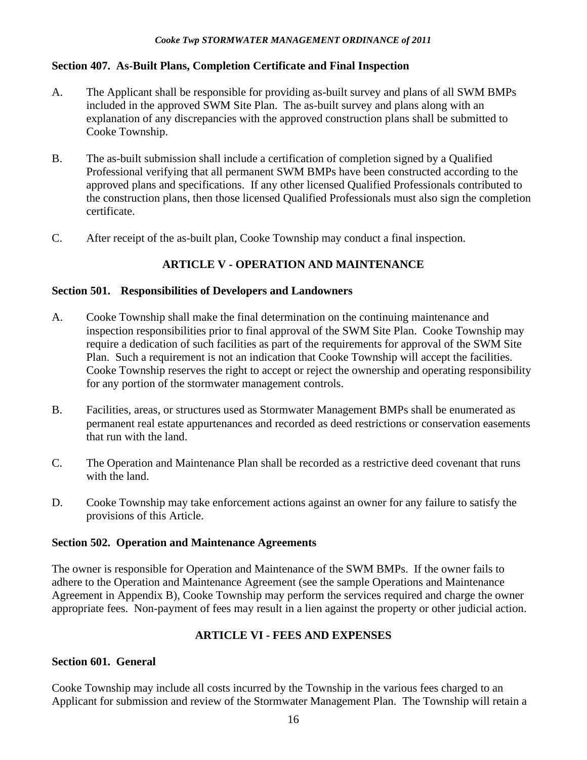### Section 407. As-Built Plans, Completion Certificate and Final Inspection

A. The Applicant shall be responsible for providing as-built survey and plans of all SWM BMPs included in the approved SWM Site Plan. The as-built survey and plans along with an explanation of any discrepancies with the approved construction plans shall be submitted to Cooke Township.

B. The as-built submission shall include a certification of completion signed by a Qualified Professional verifying that all permanent SWM BMPs have been constructed according to the approved plans and specifications. If any other licensed Qualified Professionals contributed to the construction plans, then those licensed Qualified Professionals must also sign the completion certificate.

C. After receipt of the as-built plan, Cooke Township may conduct a final inspection.

## ARTICLE V - OPERATION AND MAINTENANCE

### Section 501. Responsibilities of Developers and Landowners

A. Cooke Township shall make the final determination on the continuing maintenance and inspection responsibilities prior to final approval of the SWM Site Plan. Cooke Township may require a dedication of such facilities as part of the requirements for approval of the SWM Site Plan. Such a requirement is not an indication that Cooke Township will accept the facilities. Cooke Township reserves the right to accept or reject the ownership and operating responsibility for any portion of the stormwater management controls.

B. Facilities, areas, or structures used as Stormwater Management BMPs shall be enumerated as permanent real estate appurtenances and recorded as deed restrictions or conservation easements that run with the land.

C. The Operation and Maintenance Plan shall be recorded as a restrictive deed covenant that runs with the land.

D. Cooke Township may take enforcement actions against an owner for any failure to satisfy the provisions of this Article.

### Section 502. Operation and Maintenance Agreements

The owner is responsible for Operation and Maintenance of the SWM BMPs. If the owner fails to adhere to the Operation and Maintenance Agreement (see the sample Operations and Maintenance Agreement in Appendix B), Cooke Township may perform the services required and charge the owner appropriate fees. Non-payment of fees may result in a lien against the property or other judicial action.

## ARTICLE VI - FEES AND EXPENSES

### Section 601. General

Cooke Township may include all costs incurred by the Township in the various fees charged to an Applicant for submission and review of the Stormwater Management Plan. The Township will retain a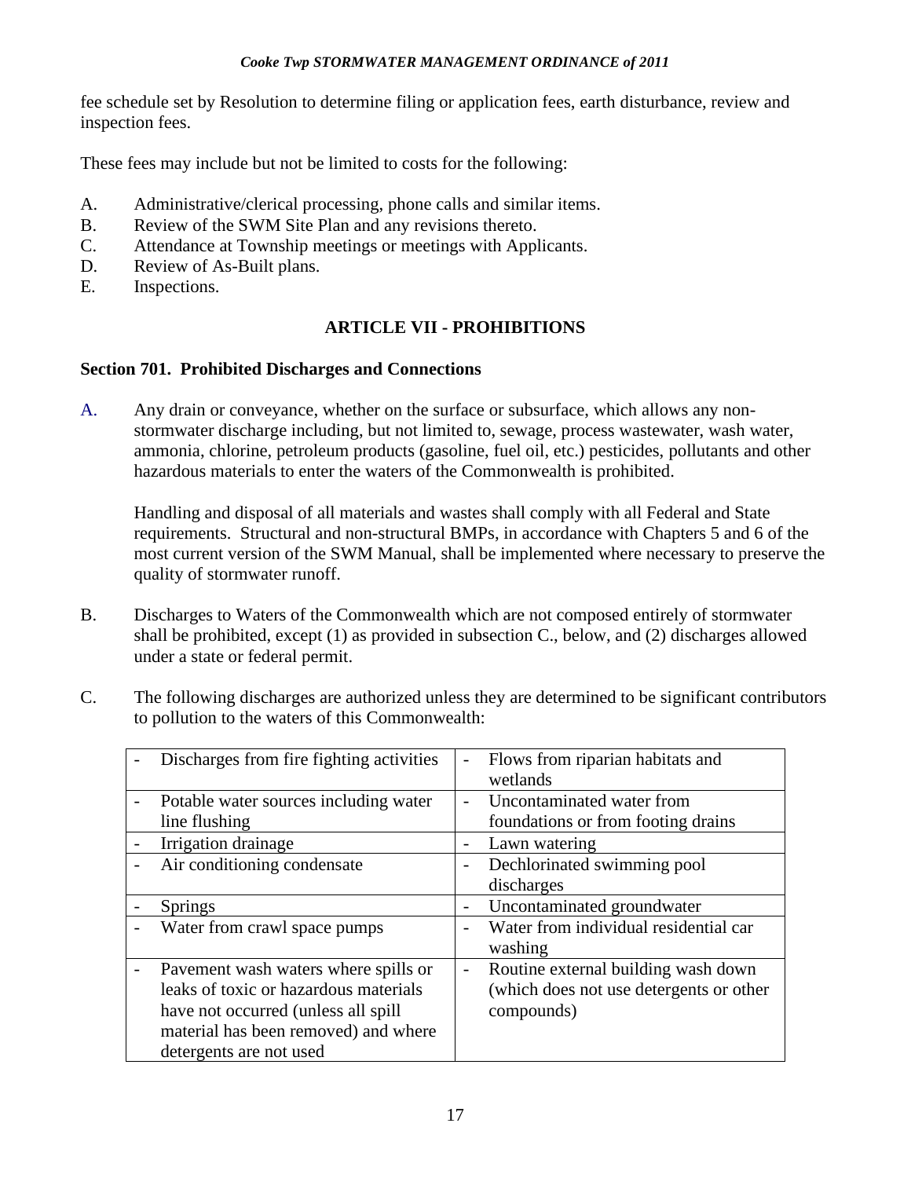fee schedule set by Resolution to determine filing or application fees, earth disturbance, review and inspection fees.

These fees may include but not be limited to costs for the following:

A. Administrative/clerical processing, phone calls and similar items.
B. Review of the SWM Site Plan and any revisions thereto.
C. Attendance at Township meetings or meetings with Applicants.
D. Review of As-Built plans.
E. Inspections.

## ARTICLE VII - PROHIBITIONS

### Section 701. Prohibited Discharges and Connections

A. Any drain or conveyance, whether on the surface or subsurface, which allows any non-stormwater discharge including, but not limited to, sewage, process wastewater, wash water, ammonia, chlorine, petroleum products (gasoline, fuel oil, etc.) pesticides, pollutants and other hazardous materials to enter the waters of the Commonwealth is prohibited.

   Handling and disposal of all materials and wastes shall comply with all Federal and State requirements. Structural and non-structural BMPs, in accordance with Chapters 5 and 6 of the most current version of the SWM Manual, shall be implemented where necessary to preserve the quality of stormwater runoff.

B. Discharges to Waters of the Commonwealth which are not composed entirely of stormwater shall be prohibited, except (1) as provided in subsection C., below, and (2) discharges allowed under a state or federal permit.

C. The following discharges are authorized unless they are determined to be significant contributors to pollution to the waters of this Commonwealth:

| | |
|---|---|
| - Discharges from fire fighting activities | - Flows from riparian habitats and wetlands |
| - Potable water sources including water line flushing | - Uncontaminated water from foundations or from footing drains |
| - Irrigation drainage | - Lawn watering |
| - Air conditioning condensate | - Dechlorinated swimming pool discharges |
| - Springs | - Uncontaminated groundwater |
| - Water from crawl space pumps | - Water from individual residential car washing |
| - Pavement wash waters where spills or leaks of toxic or hazardous materials have not occurred (unless all spill material has been removed) and where detergents are not used | - Routine external building wash down (which does not use detergents or other compounds) |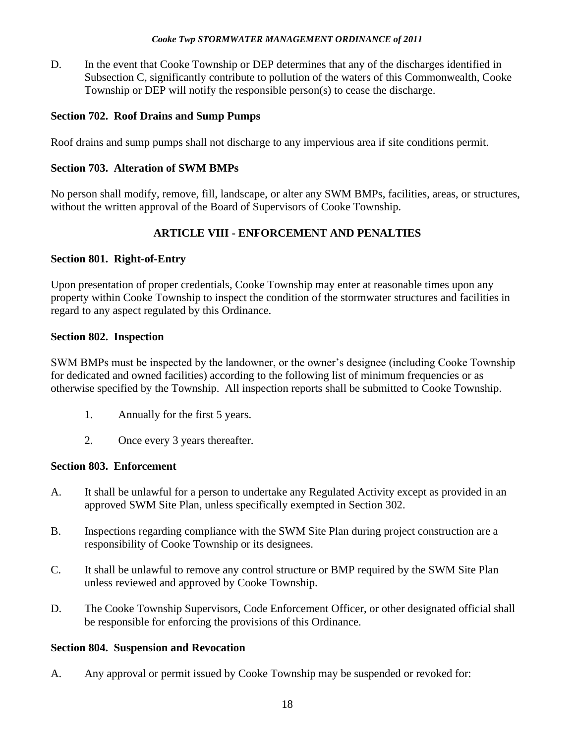D. In the event that Cooke Township or DEP determines that any of the discharges identified in Subsection C, significantly contribute to pollution of the waters of this Commonwealth, Cooke Township or DEP will notify the responsible person(s) to cease the discharge.

**Section 702. Roof Drains and Sump Pumps**

Roof drains and sump pumps shall not discharge to any impervious area if site conditions permit.

**Section 703. Alteration of SWM BMPs**

No person shall modify, remove, fill, landscape, or alter any SWM BMPs, facilities, areas, or structures, without the written approval of the Board of Supervisors of Cooke Township.

## ARTICLE VIII - ENFORCEMENT AND PENALTIES

**Section 801. Right-of-Entry**

Upon presentation of proper credentials, Cooke Township may enter at reasonable times upon any property within Cooke Township to inspect the condition of the stormwater structures and facilities in regard to any aspect regulated by this Ordinance.

**Section 802. Inspection**

SWM BMPs must be inspected by the landowner, or the owner's designee (including Cooke Township for dedicated and owned facilities) according to the following list of minimum frequencies or as otherwise specified by the Township. All inspection reports shall be submitted to Cooke Township.

1. Annually for the first 5 years.
2. Once every 3 years thereafter.

**Section 803. Enforcement**

A. It shall be unlawful for a person to undertake any Regulated Activity except as provided in an approved SWM Site Plan, unless specifically exempted in Section 302.

B. Inspections regarding compliance with the SWM Site Plan during project construction are a responsibility of Cooke Township or its designees.

C. It shall be unlawful to remove any control structure or BMP required by the SWM Site Plan unless reviewed and approved by Cooke Township.

D. The Cooke Township Supervisors, Code Enforcement Officer, or other designated official shall be responsible for enforcing the provisions of this Ordinance.

**Section 804. Suspension and Revocation**

A. Any approval or permit issued by Cooke Township may be suspended or revoked for: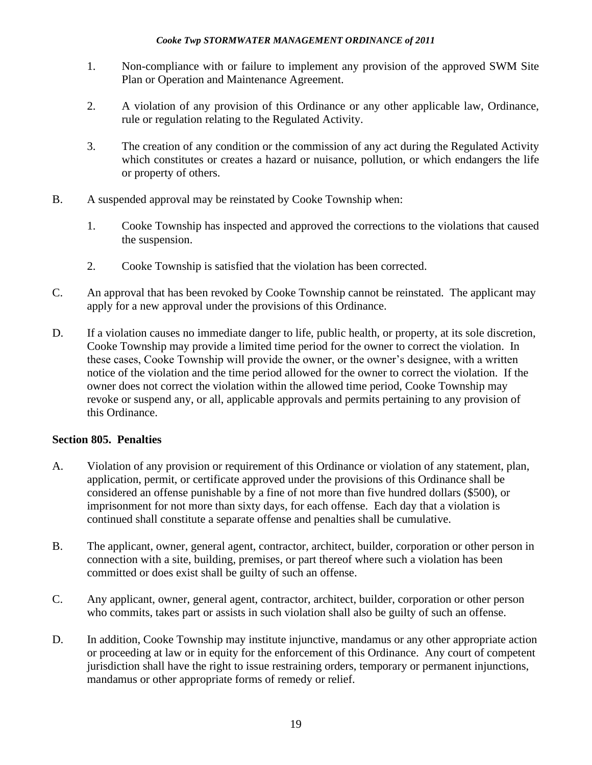1. Non-compliance with or failure to implement any provision of the approved SWM Site Plan or Operation and Maintenance Agreement.

2. A violation of any provision of this Ordinance or any other applicable law, Ordinance, rule or regulation relating to the Regulated Activity.

3. The creation of any condition or the commission of any act during the Regulated Activity which constitutes or creates a hazard or nuisance, pollution, or which endangers the life or property of others.

B. A suspended approval may be reinstated by Cooke Township when:

1. Cooke Township has inspected and approved the corrections to the violations that caused the suspension.

2. Cooke Township is satisfied that the violation has been corrected.

C. An approval that has been revoked by Cooke Township cannot be reinstated. The applicant may apply for a new approval under the provisions of this Ordinance.

D. If a violation causes no immediate danger to life, public health, or property, at its sole discretion, Cooke Township may provide a limited time period for the owner to correct the violation. In these cases, Cooke Township will provide the owner, or the owner's designee, with a written notice of the violation and the time period allowed for the owner to correct the violation. If the owner does not correct the violation within the allowed time period, Cooke Township may revoke or suspend any, or all, applicable approvals and permits pertaining to any provision of this Ordinance.

### Section 805. Penalties

A. Violation of any provision or requirement of this Ordinance or violation of any statement, plan, application, permit, or certificate approved under the provisions of this Ordinance shall be considered an offense punishable by a fine of not more than five hundred dollars ($500), or imprisonment for not more than sixty days, for each offense. Each day that a violation is continued shall constitute a separate offense and penalties shall be cumulative.

B. The applicant, owner, general agent, contractor, architect, builder, corporation or other person in connection with a site, building, premises, or part thereof where such a violation has been committed or does exist shall be guilty of such an offense.

C. Any applicant, owner, general agent, contractor, architect, builder, corporation or other person who commits, takes part or assists in such violation shall also be guilty of such an offense.

D. In addition, Cooke Township may institute injunctive, mandamus or any other appropriate action or proceeding at law or in equity for the enforcement of this Ordinance. Any court of competent jurisdiction shall have the right to issue restraining orders, temporary or permanent injunctions, mandamus or other appropriate forms of remedy or relief.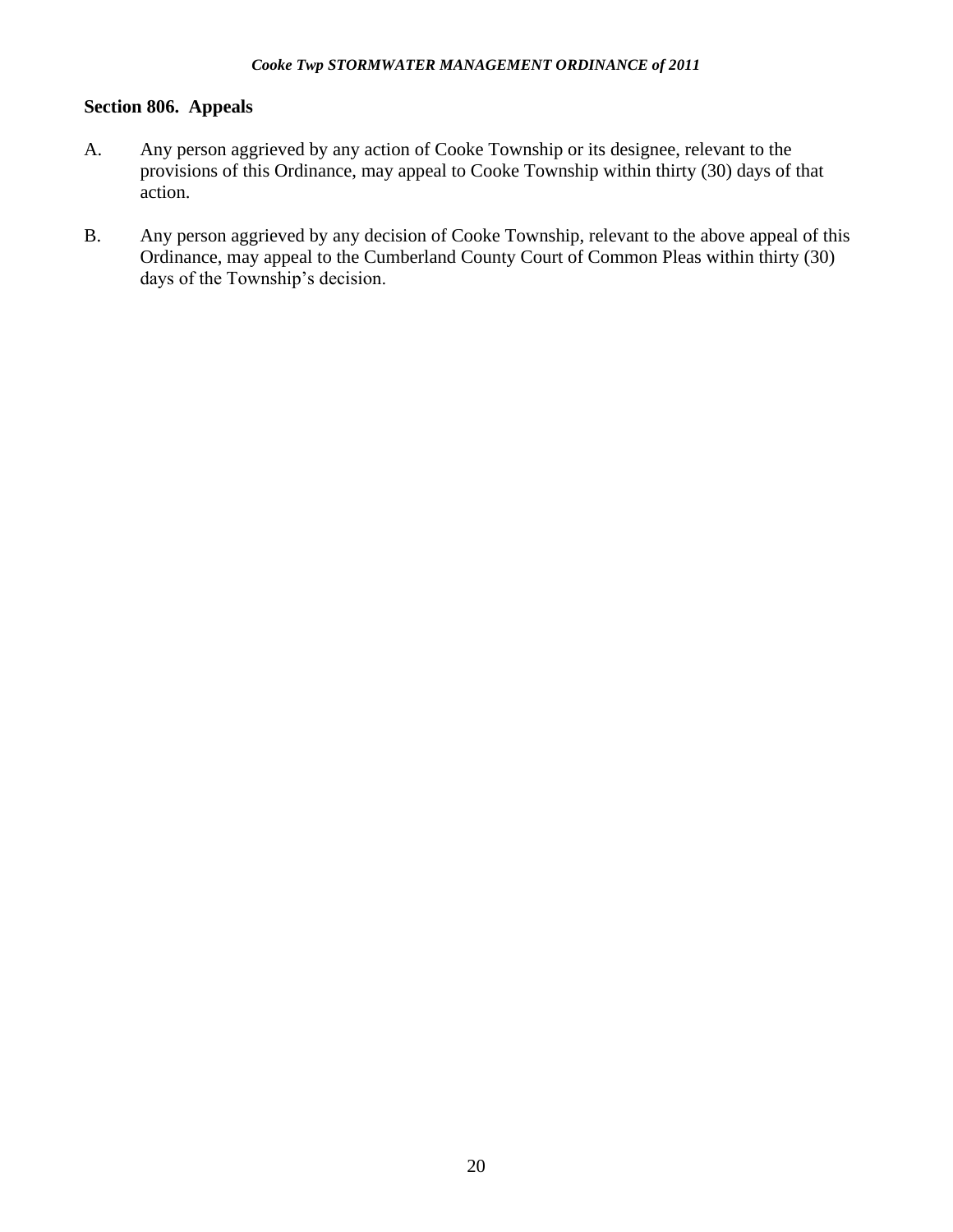## Section 806. Appeals

A. Any person aggrieved by any action of Cooke Township or its designee, relevant to the provisions of this Ordinance, may appeal to Cooke Township within thirty (30) days of that action.

B. Any person aggrieved by any decision of Cooke Township, relevant to the above appeal of this Ordinance, may appeal to the Cumberland County Court of Common Pleas within thirty (30) days of the Township's decision.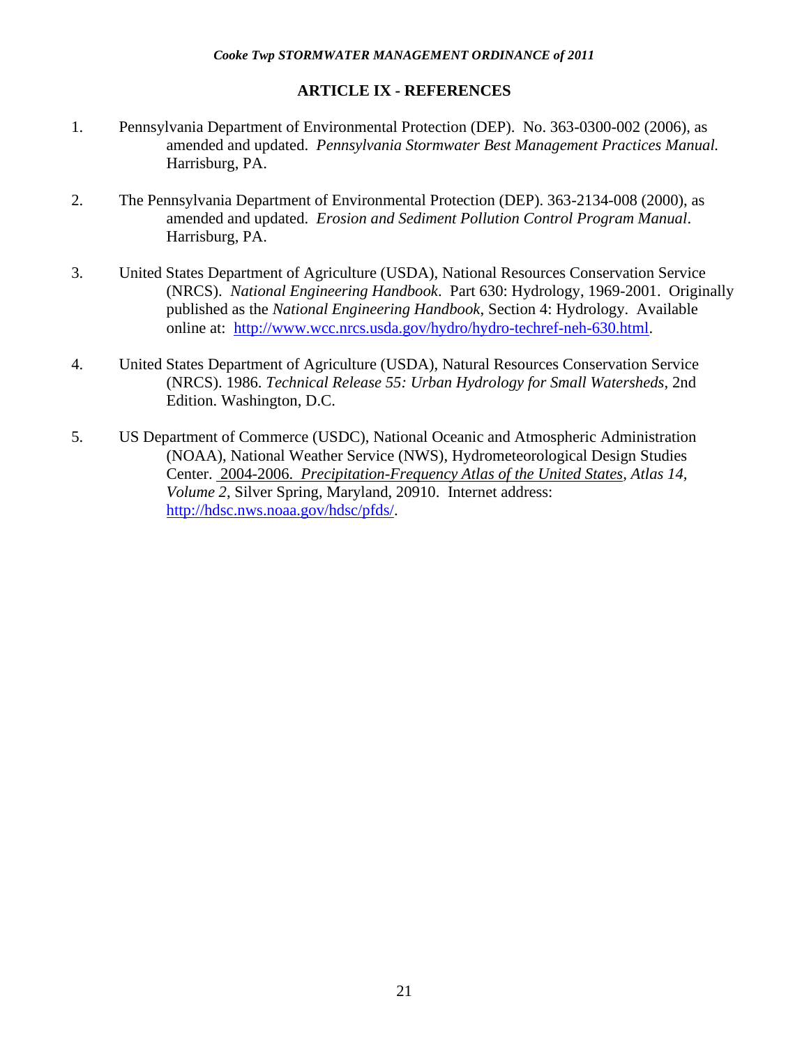## ARTICLE IX - REFERENCES

1. Pennsylvania Department of Environmental Protection (DEP). No. 363-0300-002 (2006), as amended and updated. *Pennsylvania Stormwater Best Management Practices Manual.* Harrisburg, PA.

2. The Pennsylvania Department of Environmental Protection (DEP). 363-2134-008 (2000), as amended and updated. *Erosion and Sediment Pollution Control Program Manual*. Harrisburg, PA.

3. United States Department of Agriculture (USDA), National Resources Conservation Service (NRCS). *National Engineering Handbook*. Part 630: Hydrology, 1969-2001. Originally published as the *National Engineering Handbook*, Section 4: Hydrology. Available online at: http://www.wcc.nrcs.usda.gov/hydro/hydro-techref-neh-630.html.

4. United States Department of Agriculture (USDA), Natural Resources Conservation Service (NRCS). 1986. *Technical Release 55: Urban Hydrology for Small Watersheds*, 2nd Edition. Washington, D.C.

5. US Department of Commerce (USDC), National Oceanic and Atmospheric Administration (NOAA), National Weather Service (NWS), Hydrometeorological Design Studies Center. 2004-2006. *Precipitation-Frequency Atlas of the United States*, *Atlas 14, Volume 2*, Silver Spring, Maryland, 20910. Internet address: http://hdsc.nws.noaa.gov/hdsc/pfds/.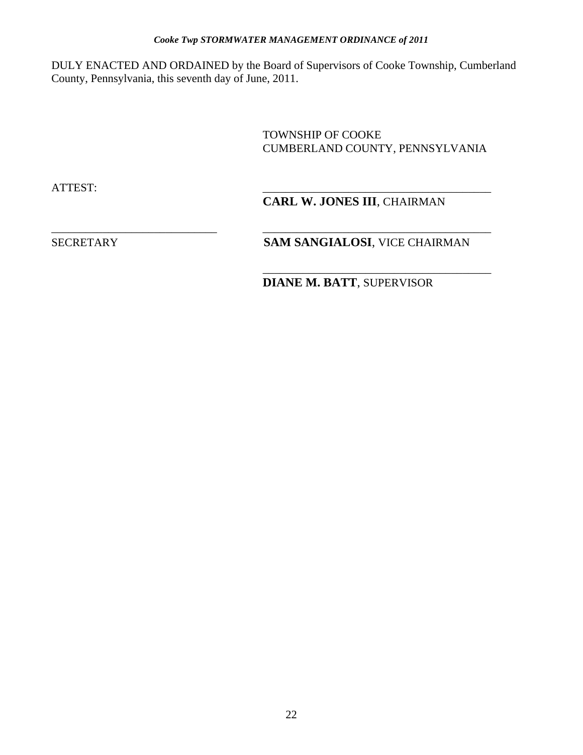DULY ENACTED AND ORDAINED by the Board of Supervisors of Cooke Township, Cumberland County, Pennsylvania, this seventh day of June, 2011.

TOWNSHIP OF COOKE
CUMBERLAND COUNTY, PENNSYLVANIA

ATTEST:

\_\_\_\_\_\_\_\_\_\_\_\_\_\_\_\_\_\_\_\_\_\_\_\_\_\_\_\_\_\_\_\_\_\_\_\_\_\_\_\_
**CARL W. JONES III**, CHAIRMAN

\_\_\_\_\_\_\_\_\_\_\_\_\_\_\_\_\_\_\_\_\_\_\_\_\_\_\_\_\_\_
SECRETARY

\_\_\_\_\_\_\_\_\_\_\_\_\_\_\_\_\_\_\_\_\_\_\_\_\_\_\_\_\_\_\_\_\_\_\_\_\_\_\_\_
**SAM SANGIALOSI**, VICE CHAIRMAN

\_\_\_\_\_\_\_\_\_\_\_\_\_\_\_\_\_\_\_\_\_\_\_\_\_\_\_\_\_\_\_\_\_\_\_\_\_\_\_\_
**DIANE M. BATT**, SUPERVISOR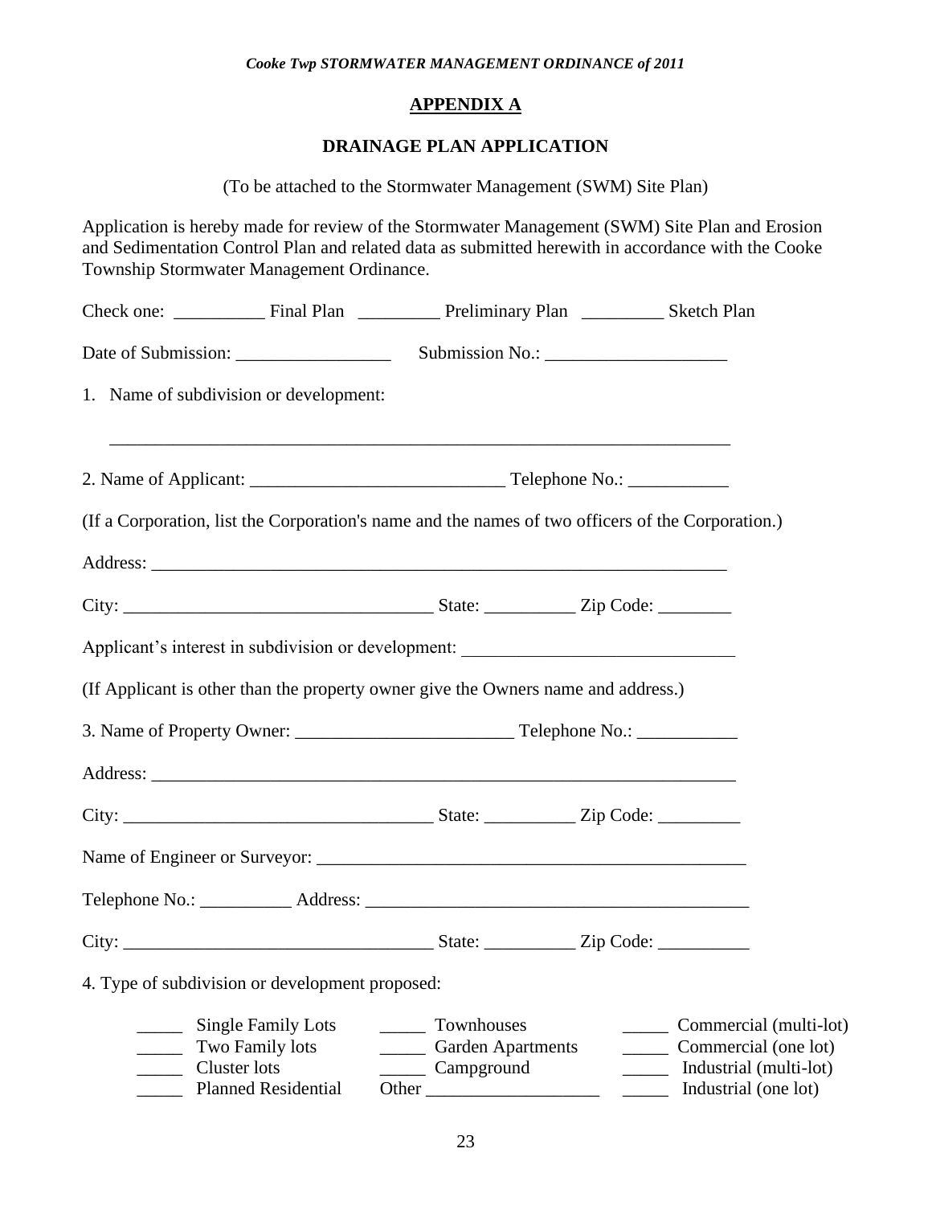## APPENDIX A

## DRAINAGE PLAN APPLICATION

(To be attached to the Stormwater Management (SWM) Site Plan)

Application is hereby made for review of the Stormwater Management (SWM) Site Plan and Erosion and Sedimentation Control Plan and related data as submitted herewith in accordance with the Cooke Township Stormwater Management Ordinance.

Check one: __________ Final Plan _________ Preliminary Plan _________ Sketch Plan

Date of Submission: _________________ Submission No.: ____________________

1. Name of subdivision or development:

______________________________________________________________________

2. Name of Applicant: ____________________________ Telephone No.: ___________

(If a Corporation, list the Corporation's name and the names of two officers of the Corporation.)

Address: _________________________________________________________________

City: __________________________________ State: __________ Zip Code: ________

Applicant's interest in subdivision or development: ______________________________

(If Applicant is other than the property owner give the Owners name and address.)

3. Name of Property Owner: ________________________ Telephone No.: ___________

Address: _________________________________________________________________

City: __________________________________ State: __________ Zip Code: _________

Name of Engineer or Surveyor: ________________________________________________

Telephone No.: __________ Address: __________________________________________

City: __________________________________ State: __________ Zip Code: __________

4. Type of subdivision or development proposed:

| | | |
|---|---|---|
| _____ Single Family Lots | _____ Townhouses | _____ Commercial (multi-lot) |
| _____ Two Family lots | _____ Garden Apartments | _____ Commercial (one lot) |
| _____ Cluster lots | _____ Campground | _____ Industrial (multi-lot) |
| _____ Planned Residential | Other ___________________ | _____ Industrial (one lot) |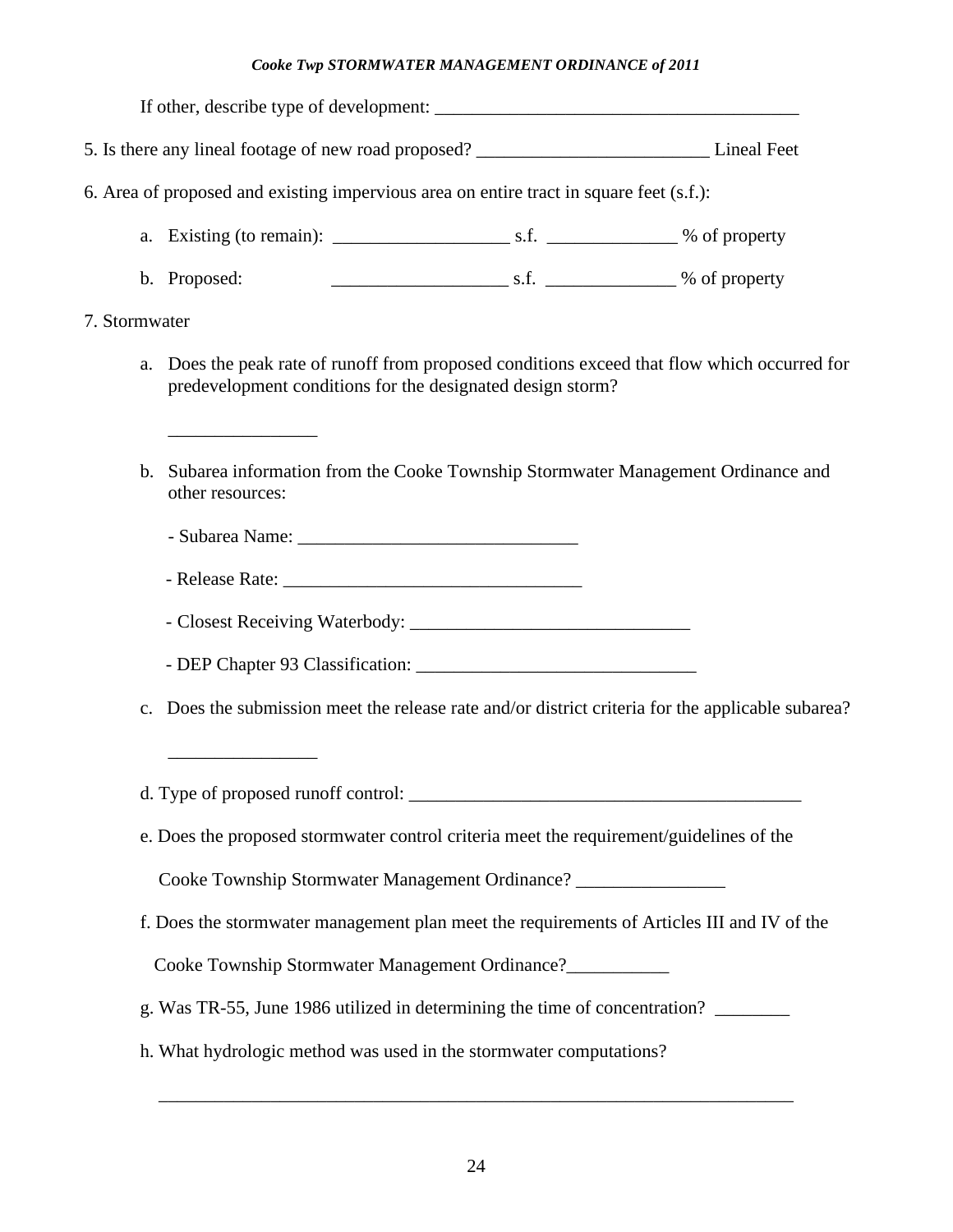If other, describe type of development: ________________________________________

5. Is there any lineal footage of new road proposed? _________________________ Lineal Feet

6. Area of proposed and existing impervious area on entire tract in square feet (s.f.):

   a. Existing (to remain): ___________________ s.f. ______________ % of property

   b. Proposed: ___________________ s.f. ______________ % of property

7. Stormwater

   a. Does the peak rate of runoff from proposed conditions exceed that flow which occurred for predevelopment conditions for the designated design storm?

      ________________

   b. Subarea information from the Cooke Township Stormwater Management Ordinance and other resources:

      - Subarea Name: ______________________________

      - Release Rate: ________________________________

      - Closest Receiving Waterbody: ______________________________

      - DEP Chapter 93 Classification: ______________________________

   c. Does the submission meet the release rate and/or district criteria for the applicable subarea?

      ________________

   d. Type of proposed runoff control: ___________________________________________

   e. Does the proposed stormwater control criteria meet the requirement/guidelines of the Cooke Township Stormwater Management Ordinance? ________________

   f. Does the stormwater management plan meet the requirements of Articles III and IV of the Cooke Township Stormwater Management Ordinance?___________

   g. Was TR-55, June 1986 utilized in determining the time of concentration? ________

   h. What hydrologic method was used in the stormwater computations?

      ______________________________________________________________________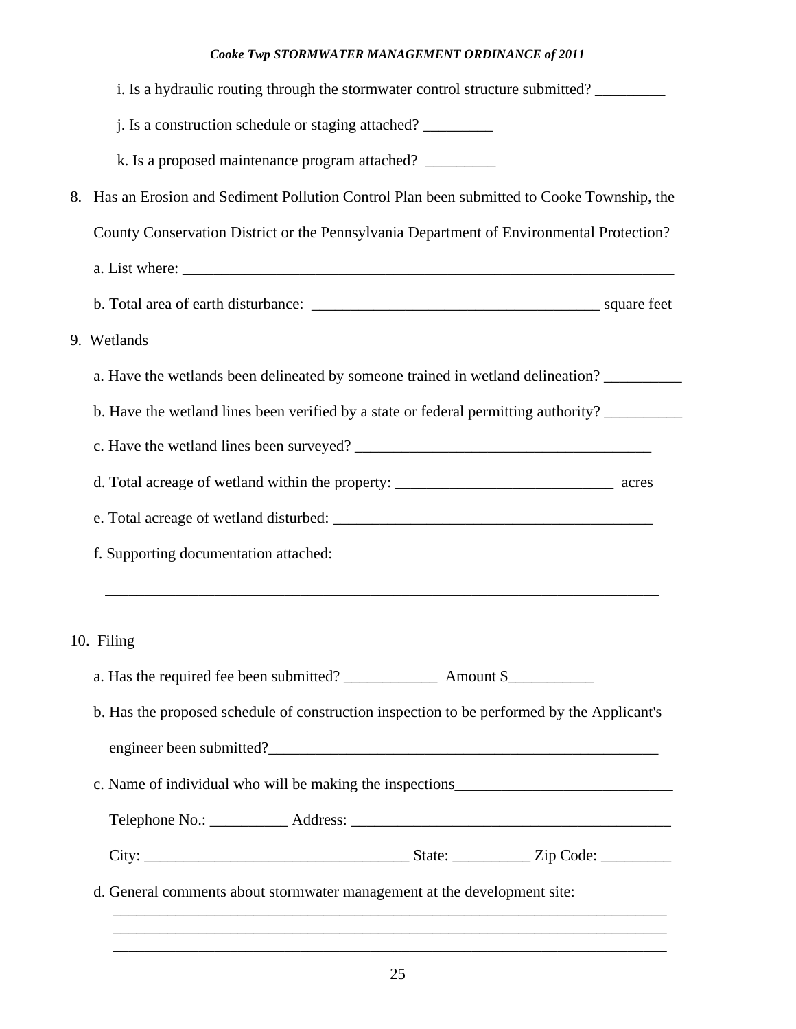i. Is a hydraulic routing through the stormwater control structure submitted? _________

j. Is a construction schedule or staging attached? _________

k. Is a proposed maintenance program attached? _________

8. Has an Erosion and Sediment Pollution Control Plan been submitted to Cooke Township, the County Conservation District or the Pennsylvania Department of Environmental Protection?

   a. List where: ___________________________________________________________________

   b. Total area of earth disturbance: _____________________________________ square feet

9. Wetlands

   a. Have the wetlands been delineated by someone trained in wetland delineation? __________

   b. Have the wetland lines been verified by a state or federal permitting authority? __________

   c. Have the wetland lines been surveyed? _______________________________________

   d. Total acreage of wetland within the property: ____________________________ acres

   e. Total acreage of wetland disturbed: _________________________________________

   f. Supporting documentation attached:

   ________________________________________________________________________

10. Filing

   a. Has the required fee been submitted? ____________ Amount $___________

   b. Has the proposed schedule of construction inspection to be performed by the Applicant's engineer been submitted?_____________________________________________________

   c. Name of individual who will be making the inspections____________________________

   Telephone No.: __________ Address: __________________________________________

   City: _________________________________ State: __________ Zip Code: _________

   d. General comments about stormwater management at the development site:

   ________________________________________________________________________
   ________________________________________________________________________
   ________________________________________________________________________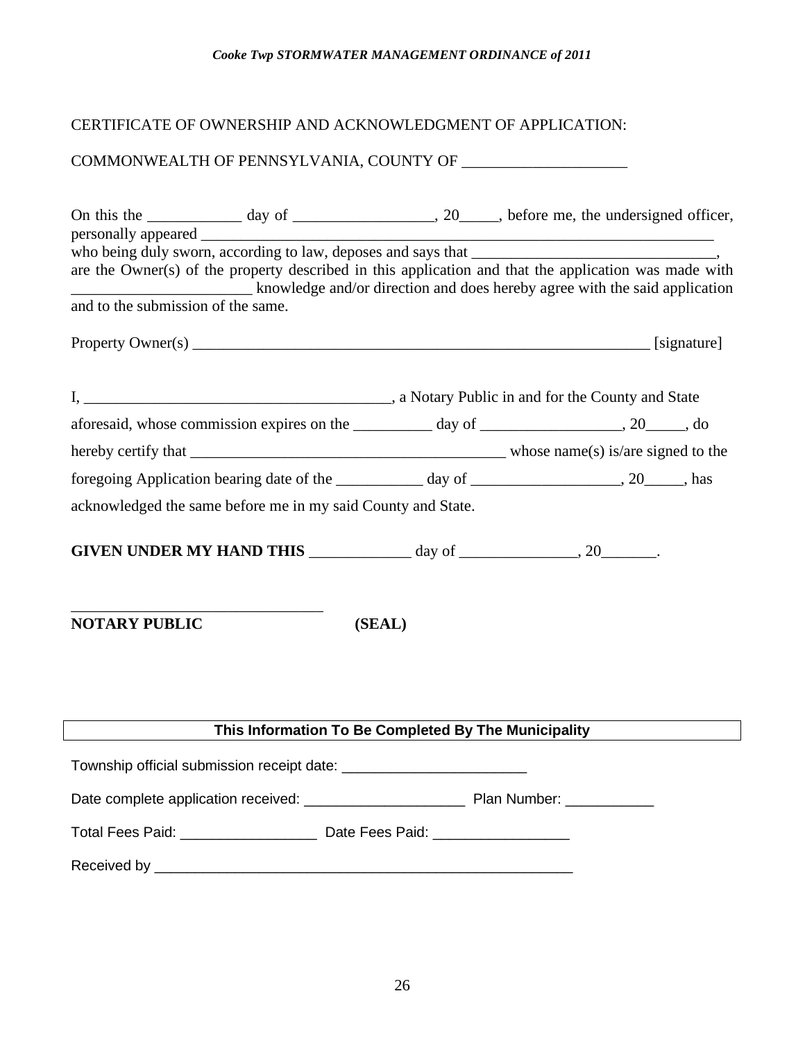CERTIFICATE OF OWNERSHIP AND ACKNOWLEDGMENT OF APPLICATION:

COMMONWEALTH OF PENNSYLVANIA, COUNTY OF ____________________

On this the ___________ day of _________________, 20_____, before me, the undersigned officer, personally appeared _______________________________________________________________ who being duly sworn, according to law, deposes and says that ______________________________, are the Owner(s) of the property described in this application and that the application was made with ______________________ knowledge and/or direction and does hereby agree with the said application and to the submission of the same.

Property Owner(s) ___________________________________________________________ [signature]

I, ______________________________________, a Notary Public in and for the County and State aforesaid, whose commission expires on the __________ day of _________________, 20_____, do hereby certify that ________________________________________ whose name(s) is/are signed to the foregoing Application bearing date of the ___________ day of __________________, 20_____, has acknowledged the same before me in my said County and State.

**GIVEN UNDER MY HAND THIS** ____________ day of ______________, 20_______.

______________________________

**NOTARY PUBLIC** **(SEAL)**

**This Information To Be Completed By The Municipality**

Township official submission receipt date: _______________________

Date complete application received: ____________________ Plan Number: ___________

Total Fees Paid: ________________ Date Fees Paid: ________________

Received by ____________________________________________________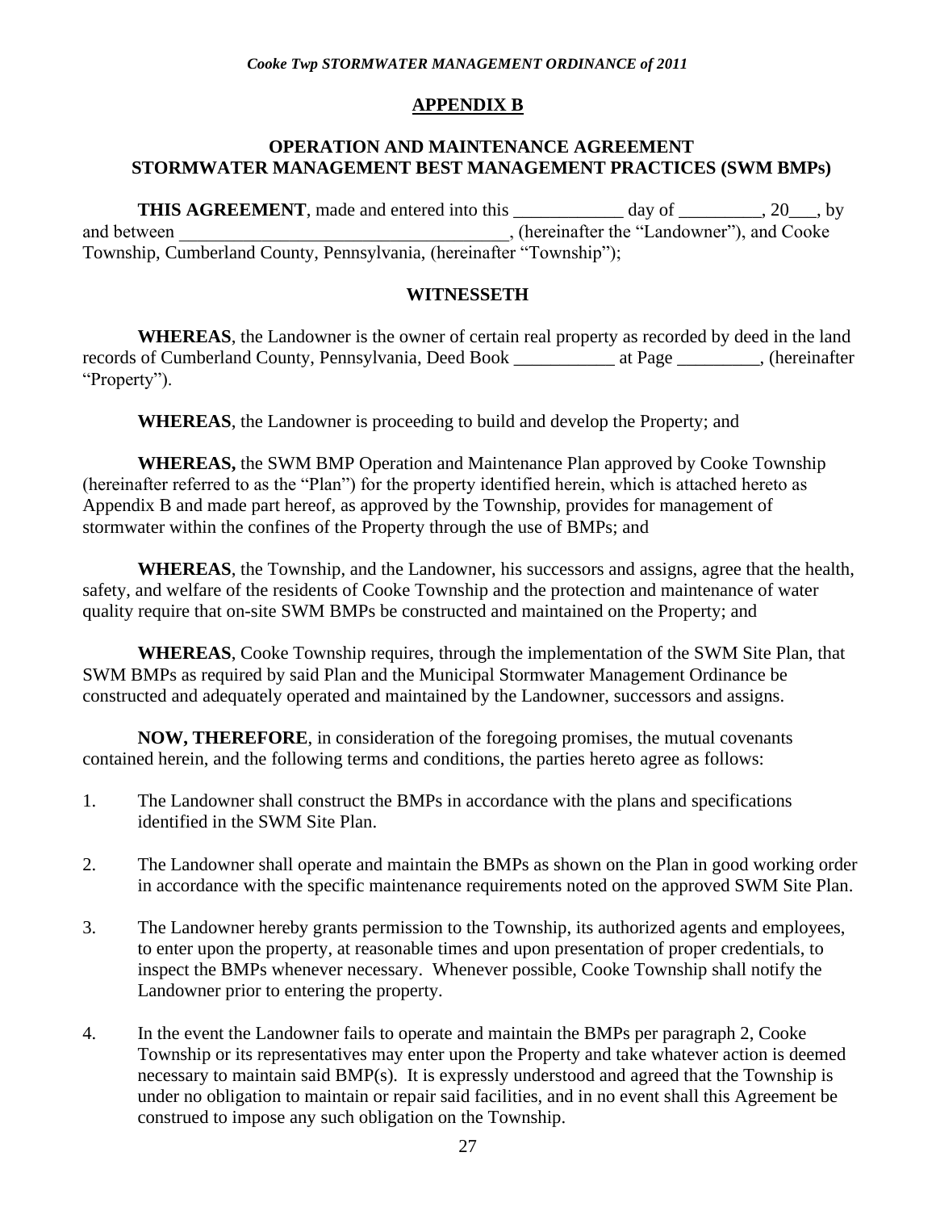## APPENDIX B

### OPERATION AND MAINTENANCE AGREEMENT
### STORMWATER MANAGEMENT BEST MANAGEMENT PRACTICES (SWM BMPs)

**THIS AGREEMENT**, made and entered into this ____________ day of _________, 20___, by and between ____________________________________, (hereinafter the "Landowner"), and Cooke Township, Cumberland County, Pennsylvania, (hereinafter "Township");

**WITNESSETH**

**WHEREAS**, the Landowner is the owner of certain real property as recorded by deed in the land records of Cumberland County, Pennsylvania, Deed Book ___________ at Page _________, (hereinafter "Property").

**WHEREAS**, the Landowner is proceeding to build and develop the Property; and

**WHEREAS,** the SWM BMP Operation and Maintenance Plan approved by Cooke Township (hereinafter referred to as the "Plan") for the property identified herein, which is attached hereto as Appendix B and made part hereof, as approved by the Township, provides for management of stormwater within the confines of the Property through the use of BMPs; and

**WHEREAS**, the Township, and the Landowner, his successors and assigns, agree that the health, safety, and welfare of the residents of Cooke Township and the protection and maintenance of water quality require that on-site SWM BMPs be constructed and maintained on the Property; and

**WHEREAS**, Cooke Township requires, through the implementation of the SWM Site Plan, that SWM BMPs as required by said Plan and the Municipal Stormwater Management Ordinance be constructed and adequately operated and maintained by the Landowner, successors and assigns.

**NOW, THEREFORE**, in consideration of the foregoing promises, the mutual covenants contained herein, and the following terms and conditions, the parties hereto agree as follows:

1. The Landowner shall construct the BMPs in accordance with the plans and specifications identified in the SWM Site Plan.

2. The Landowner shall operate and maintain the BMPs as shown on the Plan in good working order in accordance with the specific maintenance requirements noted on the approved SWM Site Plan.

3. The Landowner hereby grants permission to the Township, its authorized agents and employees, to enter upon the property, at reasonable times and upon presentation of proper credentials, to inspect the BMPs whenever necessary. Whenever possible, Cooke Township shall notify the Landowner prior to entering the property.

4. In the event the Landowner fails to operate and maintain the BMPs per paragraph 2, Cooke Township or its representatives may enter upon the Property and take whatever action is deemed necessary to maintain said BMP(s). It is expressly understood and agreed that the Township is under no obligation to maintain or repair said facilities, and in no event shall this Agreement be construed to impose any such obligation on the Township.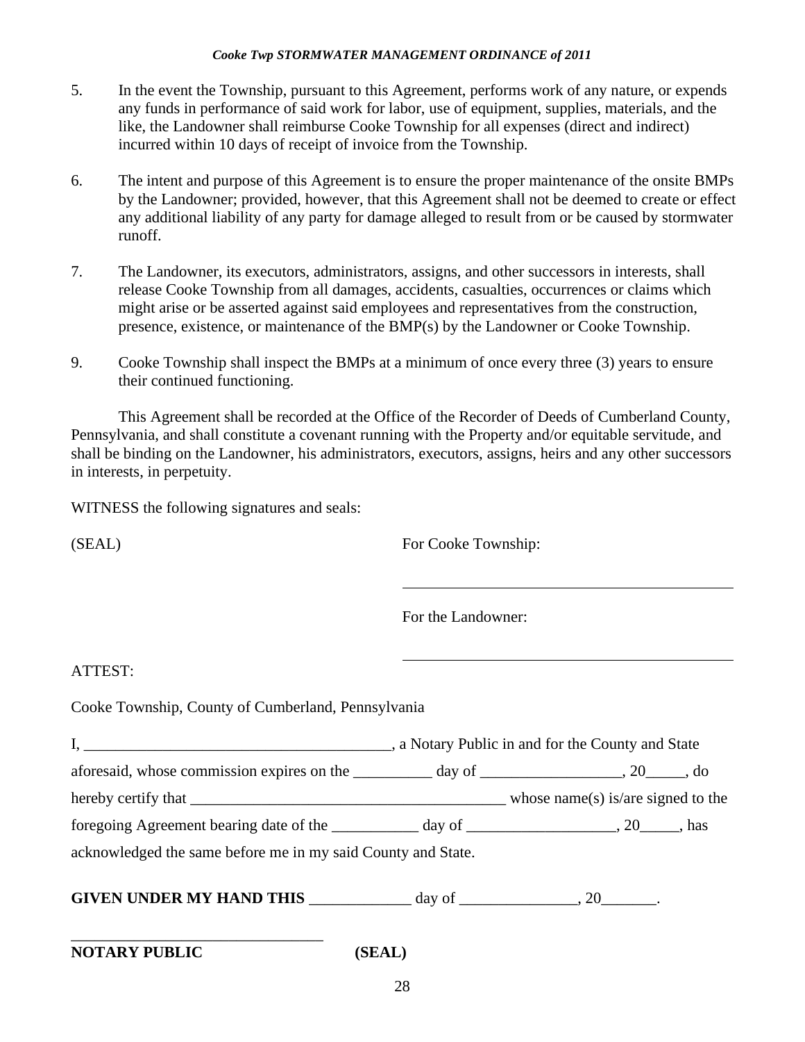5. In the event the Township, pursuant to this Agreement, performs work of any nature, or expends any funds in performance of said work for labor, use of equipment, supplies, materials, and the like, the Landowner shall reimburse Cooke Township for all expenses (direct and indirect) incurred within 10 days of receipt of invoice from the Township.

6. The intent and purpose of this Agreement is to ensure the proper maintenance of the onsite BMPs by the Landowner; provided, however, that this Agreement shall not be deemed to create or effect any additional liability of any party for damage alleged to result from or be caused by stormwater runoff.

7. The Landowner, its executors, administrators, assigns, and other successors in interests, shall release Cooke Township from all damages, accidents, casualties, occurrences or claims which might arise or be asserted against said employees and representatives from the construction, presence, existence, or maintenance of the BMP(s) by the Landowner or Cooke Township.

9. Cooke Township shall inspect the BMPs at a minimum of once every three (3) years to ensure their continued functioning.

This Agreement shall be recorded at the Office of the Recorder of Deeds of Cumberland County, Pennsylvania, and shall constitute a covenant running with the Property and/or equitable servitude, and shall be binding on the Landowner, his administrators, executors, assigns, heirs and any other successors in interests, in perpetuity.

WITNESS the following signatures and seals:

(SEAL) For Cooke Township:

\_\_\_\_\_\_\_\_\_\_\_\_\_\_\_\_\_\_\_\_\_\_\_\_\_\_\_\_\_\_\_\_\_\_\_\_\_\_\_\_\_\_

For the Landowner:

\_\_\_\_\_\_\_\_\_\_\_\_\_\_\_\_\_\_\_\_\_\_\_\_\_\_\_\_\_\_\_\_\_\_\_\_\_\_\_\_\_\_

ATTEST:

Cooke Township, County of Cumberland, Pennsylvania

I, \_\_\_\_\_\_\_\_\_\_\_\_\_\_\_\_\_\_\_\_\_\_\_\_\_\_\_\_\_\_\_\_\_\_\_\_\_\_\_\_, a Notary Public in and for the County and State aforesaid, whose commission expires on the \_\_\_\_\_\_\_\_\_\_ day of \_\_\_\_\_\_\_\_\_\_\_\_\_\_\_\_\_\_, 20\_\_\_\_\_, do hereby certify that \_\_\_\_\_\_\_\_\_\_\_\_\_\_\_\_\_\_\_\_\_\_\_\_\_\_\_\_\_\_\_\_\_\_\_\_\_\_\_\_ whose name(s) is/are signed to the foregoing Agreement bearing date of the \_\_\_\_\_\_\_\_\_\_\_ day of \_\_\_\_\_\_\_\_\_\_\_\_\_\_\_\_\_\_\_, 20\_\_\_\_\_, has acknowledged the same before me in my said County and State.

**GIVEN UNDER MY HAND THIS** \_\_\_\_\_\_\_\_\_\_\_\_\_ day of \_\_\_\_\_\_\_\_\_\_\_\_\_\_\_, 20\_\_\_\_\_\_\_.

\_\_\_\_\_\_\_\_\_\_\_\_\_\_\_\_\_\_\_\_\_\_\_\_\_\_\_\_\_\_\_\_

**NOTARY PUBLIC** **(SEAL)**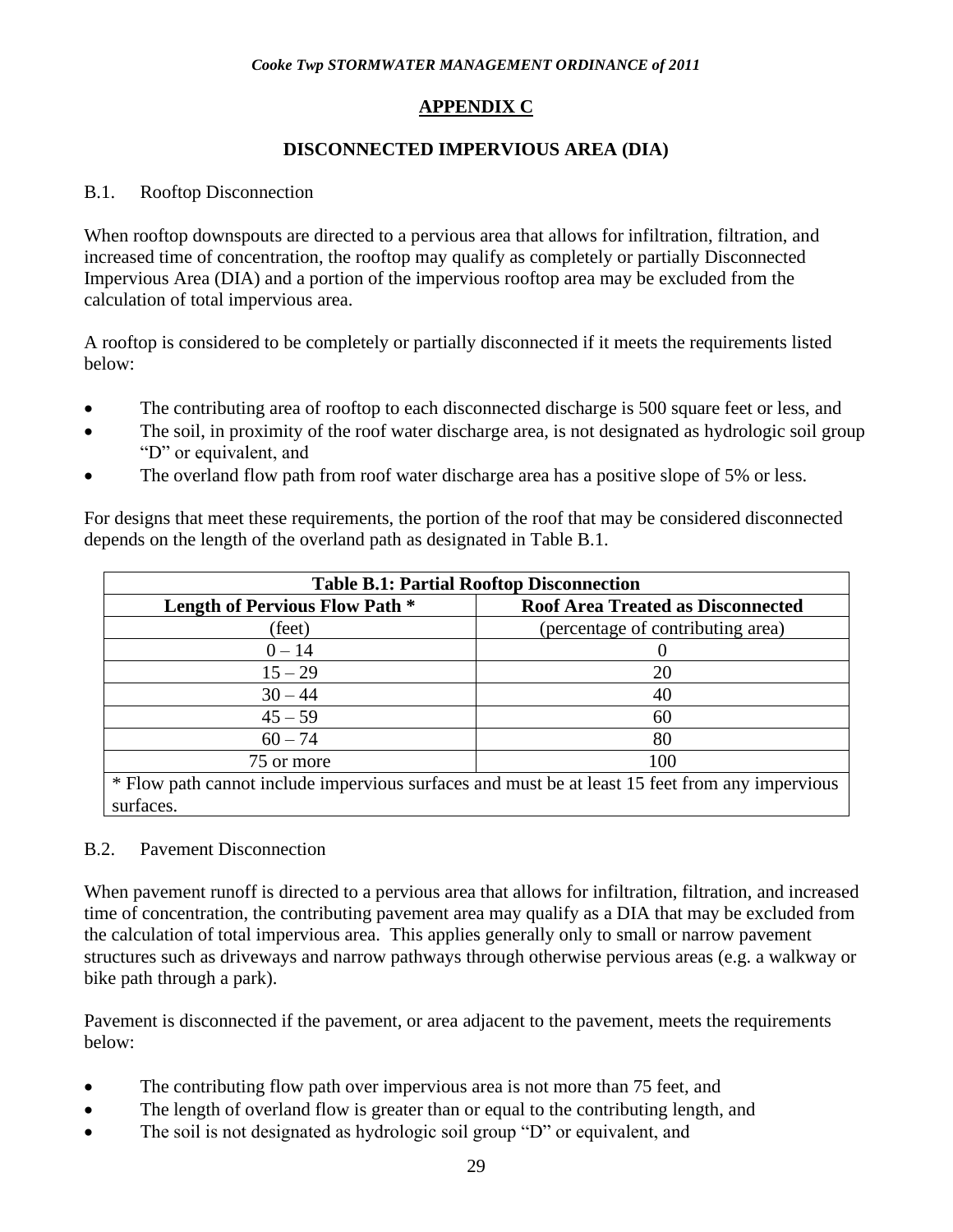## APPENDIX C

## DISCONNECTED IMPERVIOUS AREA (DIA)

B.1. Rooftop Disconnection

When rooftop downspouts are directed to a pervious area that allows for infiltration, filtration, and increased time of concentration, the rooftop may qualify as completely or partially Disconnected Impervious Area (DIA) and a portion of the impervious rooftop area may be excluded from the calculation of total impervious area.

A rooftop is considered to be completely or partially disconnected if it meets the requirements listed below:

- The contributing area of rooftop to each disconnected discharge is 500 square feet or less, and
- The soil, in proximity of the roof water discharge area, is not designated as hydrologic soil group "D" or equivalent, and
- The overland flow path from roof water discharge area has a positive slope of 5% or less.

For designs that meet these requirements, the portion of the roof that may be considered disconnected depends on the length of the overland path as designated in Table B.1.

| **Table B.1: Partial Rooftop Disconnection** | |
|---|---|
| **Length of Pervious Flow Path *** | **Roof Area Treated as Disconnected** |
| (feet) | (percentage of contributing area) |
| 0 – 14 | 0 |
| 15 – 29 | 20 |
| 30 – 44 | 40 |
| 45 – 59 | 60 |
| 60 – 74 | 80 |
| 75 or more | 100 |
| * Flow path cannot include impervious surfaces and must be at least 15 feet from any impervious surfaces. | |

B.2. Pavement Disconnection

When pavement runoff is directed to a pervious area that allows for infiltration, filtration, and increased time of concentration, the contributing pavement area may qualify as a DIA that may be excluded from the calculation of total impervious area. This applies generally only to small or narrow pavement structures such as driveways and narrow pathways through otherwise pervious areas (e.g. a walkway or bike path through a park).

Pavement is disconnected if the pavement, or area adjacent to the pavement, meets the requirements below:

- The contributing flow path over impervious area is not more than 75 feet, and
- The length of overland flow is greater than or equal to the contributing length, and
- The soil is not designated as hydrologic soil group "D" or equivalent, and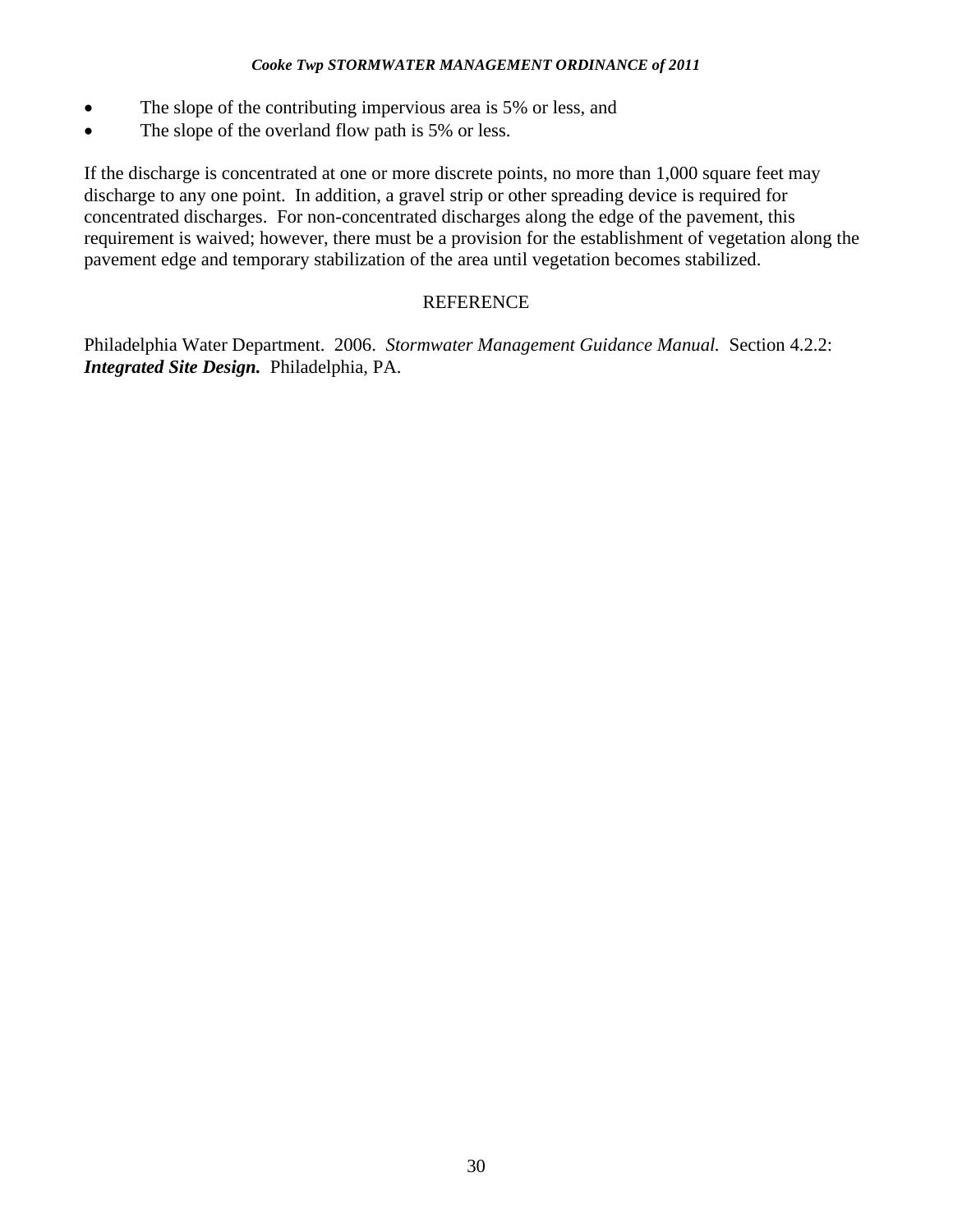- The slope of the contributing impervious area is 5% or less, and
- The slope of the overland flow path is 5% or less.

If the discharge is concentrated at one or more discrete points, no more than 1,000 square feet may discharge to any one point. In addition, a gravel strip or other spreading device is required for concentrated discharges. For non-concentrated discharges along the edge of the pavement, this requirement is waived; however, there must be a provision for the establishment of vegetation along the pavement edge and temporary stabilization of the area until vegetation becomes stabilized.

## REFERENCE

Philadelphia Water Department. 2006. *Stormwater Management Guidance Manual.* Section 4.2.2: ***Integrated Site Design.*** Philadelphia, PA.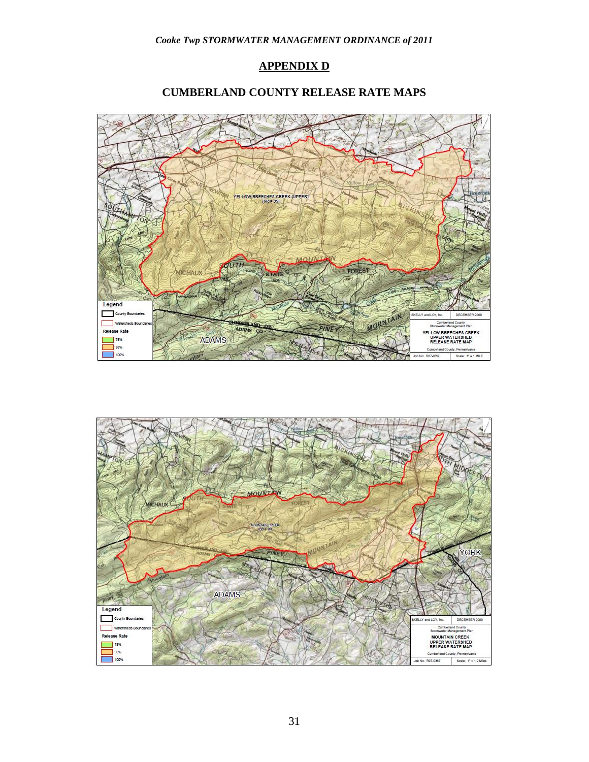## APPENDIX D

## CUMBERLAND COUNTY RELEASE RATE MAPS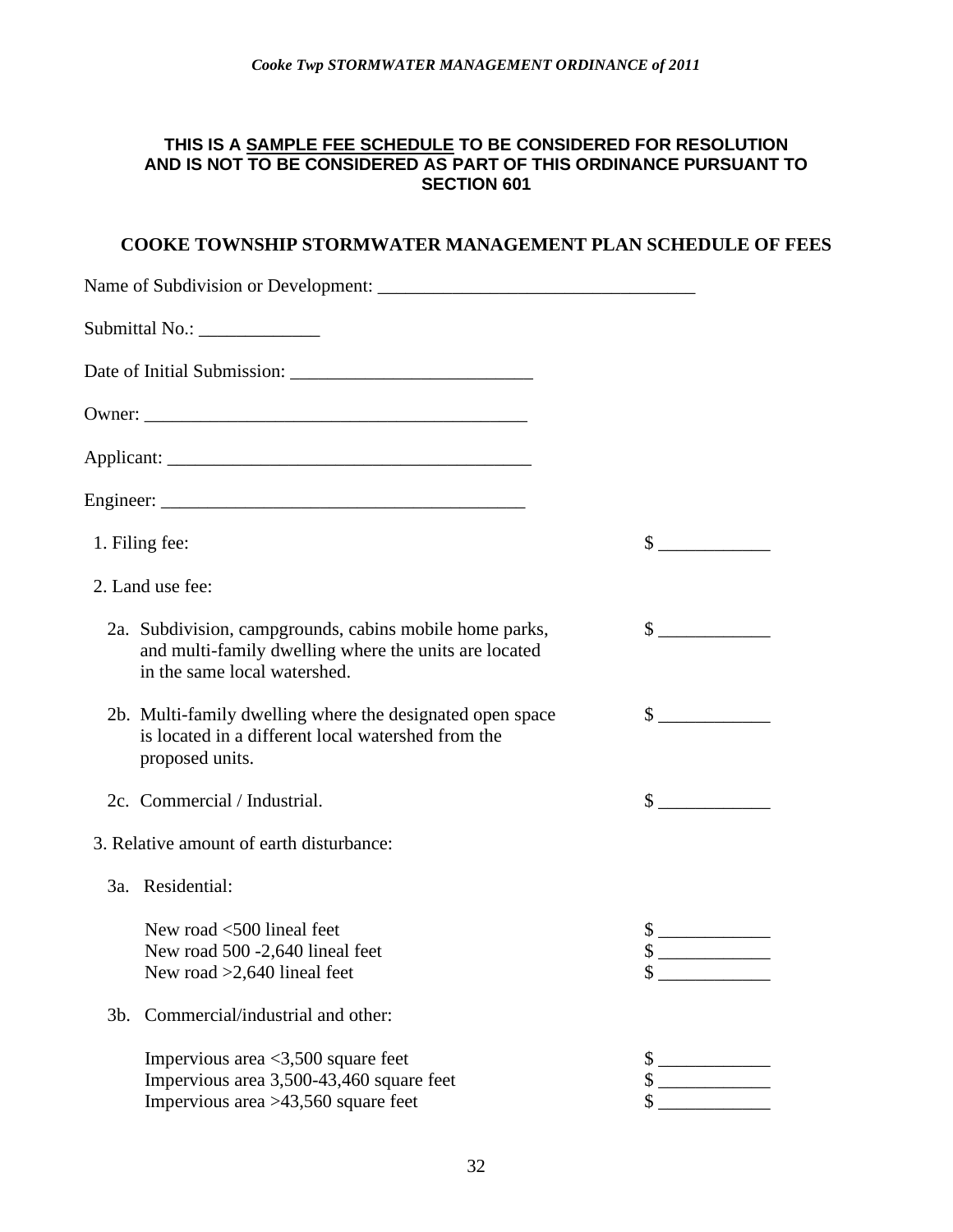**THIS IS A <u>SAMPLE FEE SCHEDULE</u> TO BE CONSIDERED FOR RESOLUTION AND IS NOT TO BE CONSIDERED AS PART OF THIS ORDINANCE PURSUANT TO SECTION 601**

## COOKE TOWNSHIP STORMWATER MANAGEMENT PLAN SCHEDULE OF FEES

Name of Subdivision or Development: __________________________________

Submittal No.: _____________

Date of Initial Submission: __________________________

Owner: __________________________________________

Applicant: ______________________________________

Engineer: _______________________________________

1. Filing fee: $ ____________

2. Land use fee:

   2a. Subdivision, campgrounds, cabins mobile home parks, and multi-family dwelling where the units are located in the same local watershed. $ ____________

   2b. Multi-family dwelling where the designated open space is located in a different local watershed from the proposed units. $ ____________

   2c. Commercial / Industrial. $ ____________

3. Relative amount of earth disturbance:

   3a. Residential:

   New road <500 lineal feet $ ____________
   New road 500 -2,640 lineal feet $ ____________
   New road >2,640 lineal feet $ ____________

   3b. Commercial/industrial and other:

   Impervious area <3,500 square feet $ ____________
   Impervious area 3,500-43,460 square feet $ ____________
   Impervious area >43,560 square feet $ ____________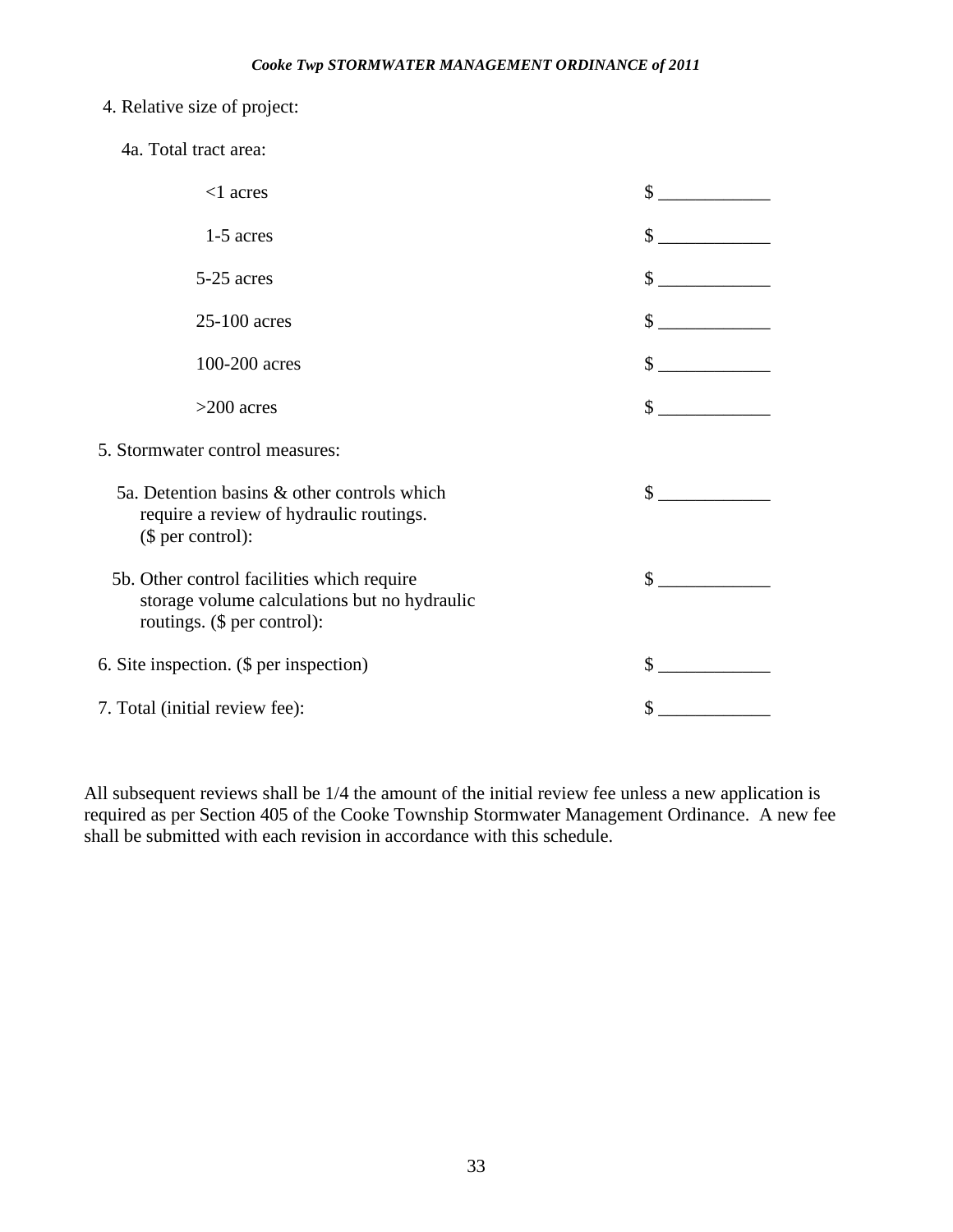4. Relative size of project:

4a. Total tract area:

| | |
|---|---|
| <1 acres | $ ____________ |
| 1-5 acres | $ ____________ |
| 5-25 acres | $ ____________ |
| 25-100 acres | $ ____________ |
| 100-200 acres | $ ____________ |
| >200 acres | $ ____________ |

5. Stormwater control measures:

| | |
|---|---|
| 5a. Detention basins & other controls which require a review of hydraulic routings. ($ per control): | $ ____________ |
| 5b. Other control facilities which require storage volume calculations but no hydraulic routings. ($ per control): | $ ____________ |

| | |
|---|---|
| 6. Site inspection. ($ per inspection) | $ ____________ |
| 7. Total (initial review fee): | $ ____________ |

All subsequent reviews shall be 1/4 the amount of the initial review fee unless a new application is required as per Section 405 of the Cooke Township Stormwater Management Ordinance. A new fee shall be submitted with each revision in accordance with this schedule.